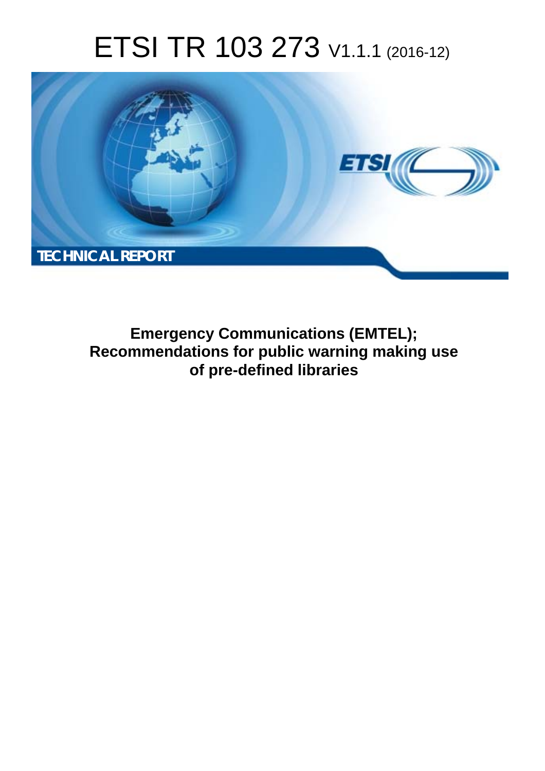# ETSI TR 103 273 V1.1.1 (2016-12)

TECHNICAL REPORT

**Emergency Communications (EMTEL); Recommendations for public warning making use of pre-defined libraries**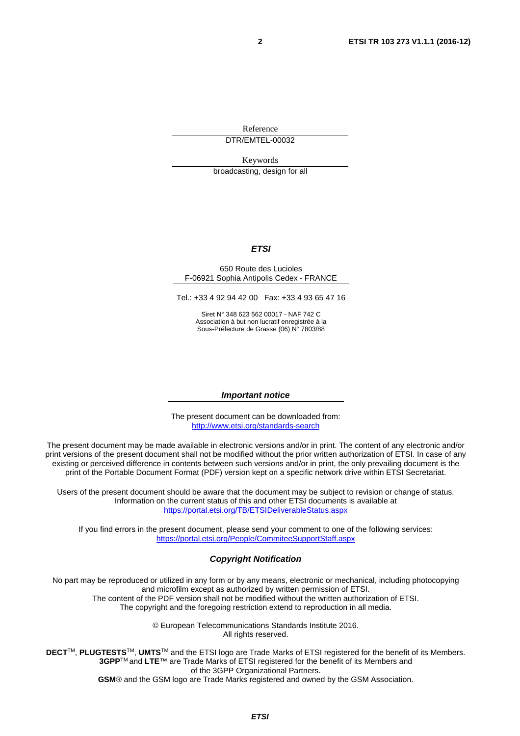Reference

DTR/EMTEL-00032

Keywords

broadcasting, design for all

***ETSI***

650 Route des Lucioles
F-06921 Sophia Antipolis Cedex - FRANCE

Tel.: +33 4 92 94 42 00   Fax: +33 4 93 65 47 16

Siret N° 348 623 562 00017 - NAF 742 C
Association à but non lucratif enregistrée à la
Sous-Préfecture de Grasse (06) N° 7803/88

***Important notice***

The present document can be downloaded from:
http://www.etsi.org/standards-search

The present document may be made available in electronic versions and/or in print. The content of any electronic and/or print versions of the present document shall not be modified without the prior written authorization of ETSI. In case of any existing or perceived difference in contents between such versions and/or in print, the only prevailing document is the print of the Portable Document Format (PDF) version kept on a specific network drive within ETSI Secretariat.

Users of the present document should be aware that the document may be subject to revision or change of status. Information on the current status of this and other ETSI documents is available at
https://portal.etsi.org/TB/ETSIDeliverableStatus.aspx

If you find errors in the present document, please send your comment to one of the following services:
https://portal.etsi.org/People/CommiteeSupportStaff.aspx

***Copyright Notification***

No part may be reproduced or utilized in any form or by any means, electronic or mechanical, including photocopying and microfilm except as authorized by written permission of ETSI.
The content of the PDF version shall not be modified without the written authorization of ETSI.
The copyright and the foregoing restriction extend to reproduction in all media.

© European Telecommunications Standards Institute 2016.
All rights reserved.

**DECT**™, **PLUGTESTS**™, **UMTS**™ and the ETSI logo are Trade Marks of ETSI registered for the benefit of its Members.
**3GPP**™ and **LTE**™ are Trade Marks of ETSI registered for the benefit of its Members and of the 3GPP Organizational Partners.
**GSM**® and the GSM logo are Trade Marks registered and owned by the GSM Association.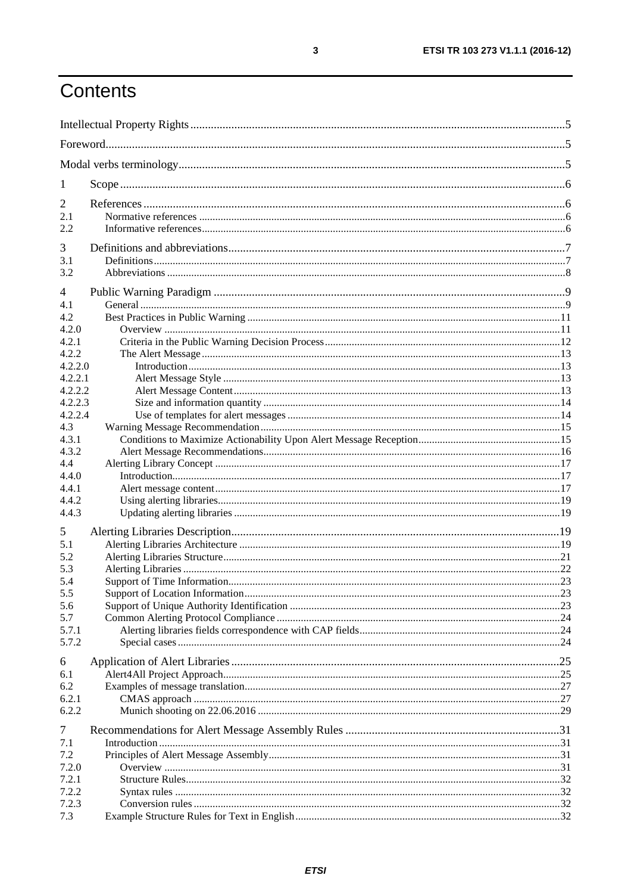# Contents

Intellectual Property Rights ........................................................................................................................ 5
Foreword ..................................................................................................................................................... 5
Modal verbs terminology ............................................................................................................................ 5

1 Scope ....................................................................................................................................................... 6

2 References ............................................................................................................................................... 6
2.1 Normative references ........................................................................................................................... 6
2.2 Informative references ......................................................................................................................... 6

3 Definitions and abbreviations ................................................................................................................. 7
3.1 Definitions ........................................................................................................................................... 7
3.2 Abbreviations ...................................................................................................................................... 8

4 Public Warning Paradigm ...................................................................................................................... 9
4.1 General ................................................................................................................................................. 9
4.2 Best Practices in Public Warning ....................................................................................................... 11
4.2.0 Overview ......................................................................................................................................... 11
4.2.1 Criteria in the Public Warning Decision Process .............................................................................. 12
4.2.2 The Alert Message ............................................................................................................................ 13
4.2.2.0 Introduction ................................................................................................................................... 13
4.2.2.1 Alert Message Style ...................................................................................................................... 13
4.2.2.2 Alert Message Content .................................................................................................................. 13
4.2.2.3 Size and information quantity ....................................................................................................... 14
4.2.2.4 Use of templates for alert messages .............................................................................................. 14
4.3 Warning Message Recommendation .................................................................................................. 15
4.3.1 Conditions to Maximize Actionability Upon Alert Message Reception ............................................ 15
4.3.2 Alert Message Recommendations ..................................................................................................... 16
4.4 Alerting Library Concept ................................................................................................................... 17
4.4.0 Introduction ...................................................................................................................................... 17
4.4.1 Alert message content ....................................................................................................................... 17
4.4.2 Using alerting libraries ...................................................................................................................... 19
4.4.3 Updating alerting libraries ................................................................................................................ 19

5 Alerting Libraries Description ............................................................................................................. 19
5.1 Alerting Libraries Architecture .......................................................................................................... 19
5.2 Alerting Libraries Structure ................................................................................................................ 21
5.3 Alerting Libraries ............................................................................................................................... 22
5.4 Support of Time Information .............................................................................................................. 23
5.5 Support of Location Information ........................................................................................................ 23
5.6 Support of Unique Authority Identification ........................................................................................ 23
5.7 Common Alerting Protocol Compliance ............................................................................................ 24
5.7.1 Alerting libraries fields correspondence with CAP fields ................................................................. 24
5.7.2 Special cases ..................................................................................................................................... 24

6 Application of Alert Libraries ............................................................................................................... 25
6.1 Alert4All Project Approach ................................................................................................................ 25
6.2 Examples of message translation ........................................................................................................ 27
6.2.1 CMAS approach ............................................................................................................................... 27
6.2.2 Munich shooting on 22.06.2016 ....................................................................................................... 29

7 Recommendations for Alert Message Assembly Rules ........................................................................ 31
7.1 Introduction ........................................................................................................................................ 31
7.2 Principles of Alert Message Assembly ............................................................................................... 31
7.2.0 Overview ......................................................................................................................................... 31
7.2.1 Structure Rules .................................................................................................................................. 32
7.2.2 Syntax rules ...................................................................................................................................... 32
7.2.3 Conversion rules ............................................................................................................................... 32
7.3 Example Structure Rules for Text in English ..................................................................................... 32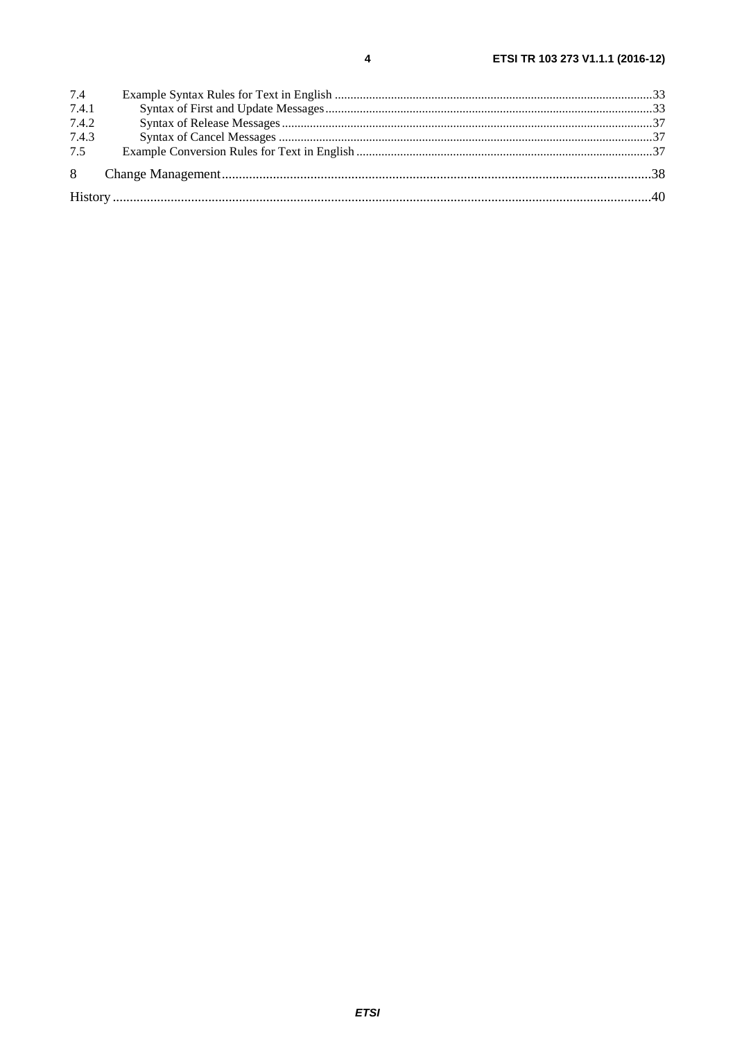7.4 Example Syntax Rules for Text in English ..... 33
7.4.1 Syntax of First and Update Messages ..... 33
7.4.2 Syntax of Release Messages ..... 37
7.4.3 Syntax of Cancel Messages ..... 37
7.5 Example Conversion Rules for Text in English ..... 37

8 Change Management ..... 38

History ..... 40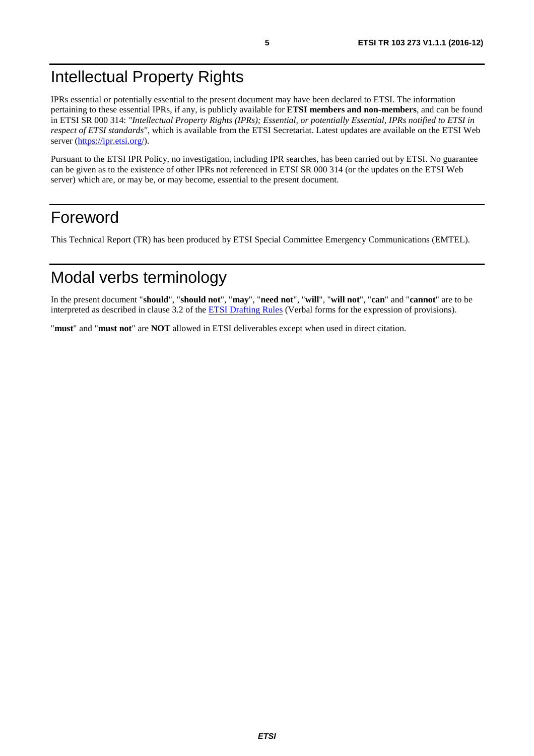# Intellectual Property Rights

IPRs essential or potentially essential to the present document may have been declared to ETSI. The information pertaining to these essential IPRs, if any, is publicly available for **ETSI members and non-members**, and can be found in ETSI SR 000 314: *"Intellectual Property Rights (IPRs); Essential, or potentially Essential, IPRs notified to ETSI in respect of ETSI standards"*, which is available from the ETSI Secretariat. Latest updates are available on the ETSI Web server (https://ipr.etsi.org/).

Pursuant to the ETSI IPR Policy, no investigation, including IPR searches, has been carried out by ETSI. No guarantee can be given as to the existence of other IPRs not referenced in ETSI SR 000 314 (or the updates on the ETSI Web server) which are, or may be, or may become, essential to the present document.

# Foreword

This Technical Report (TR) has been produced by ETSI Special Committee Emergency Communications (EMTEL).

# Modal verbs terminology

In the present document "**should**", "**should not**", "**may**", "**need not**", "**will**", "**will not**", "**can**" and "**cannot**" are to be interpreted as described in clause 3.2 of the ETSI Drafting Rules (Verbal forms for the expression of provisions).

"**must**" and "**must not**" are **NOT** allowed in ETSI deliverables except when used in direct citation.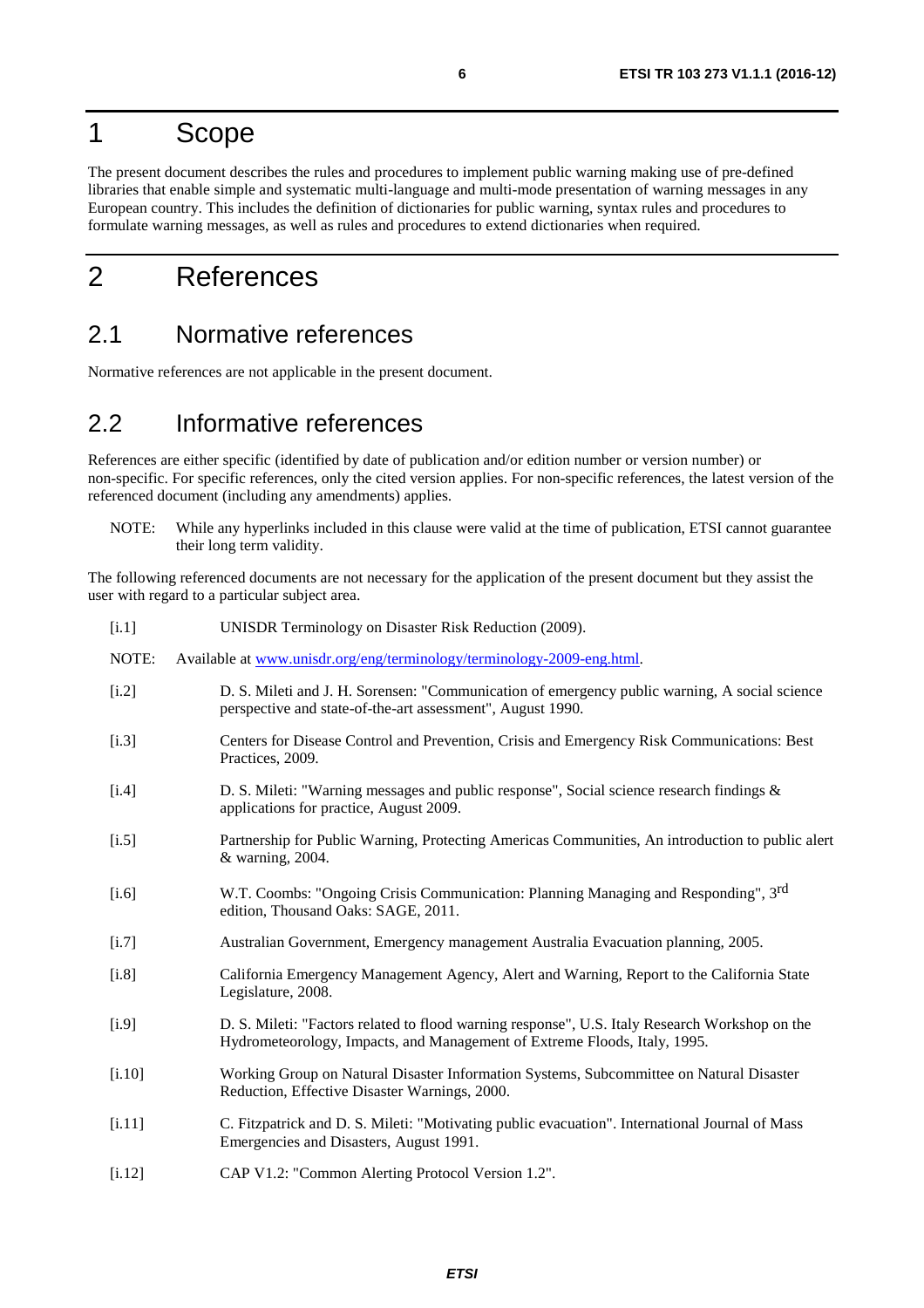# 1 Scope

The present document describes the rules and procedures to implement public warning making use of pre-defined libraries that enable simple and systematic multi-language and multi-mode presentation of warning messages in any European country. This includes the definition of dictionaries for public warning, syntax rules and procedures to formulate warning messages, as well as rules and procedures to extend dictionaries when required.

# 2 References

## 2.1 Normative references

Normative references are not applicable in the present document.

## 2.2 Informative references

References are either specific (identified by date of publication and/or edition number or version number) or non-specific. For specific references, only the cited version applies. For non-specific references, the latest version of the referenced document (including any amendments) applies.

NOTE: While any hyperlinks included in this clause were valid at the time of publication, ETSI cannot guarantee their long term validity.

The following referenced documents are not necessary for the application of the present document but they assist the user with regard to a particular subject area.

[i.1] UNISDR Terminology on Disaster Risk Reduction (2009).

NOTE: Available at www.unisdr.org/eng/terminology/terminology-2009-eng.html.

[i.2] D. S. Mileti and J. H. Sorensen: "Communication of emergency public warning, A social science perspective and state-of-the-art assessment", August 1990.

[i.3] Centers for Disease Control and Prevention, Crisis and Emergency Risk Communications: Best Practices, 2009.

[i.4] D. S. Mileti: "Warning messages and public response", Social science research findings & applications for practice, August 2009.

[i.5] Partnership for Public Warning, Protecting Americas Communities, An introduction to public alert & warning, 2004.

[i.6] W.T. Coombs: "Ongoing Crisis Communication: Planning Managing and Responding", 3rd edition, Thousand Oaks: SAGE, 2011.

[i.7] Australian Government, Emergency management Australia Evacuation planning, 2005.

[i.8] California Emergency Management Agency, Alert and Warning, Report to the California State Legislature, 2008.

[i.9] D. S. Mileti: "Factors related to flood warning response", U.S. Italy Research Workshop on the Hydrometeorology, Impacts, and Management of Extreme Floods, Italy, 1995.

[i.10] Working Group on Natural Disaster Information Systems, Subcommittee on Natural Disaster Reduction, Effective Disaster Warnings, 2000.

[i.11] C. Fitzpatrick and D. S. Mileti: "Motivating public evacuation". International Journal of Mass Emergencies and Disasters, August 1991.

[i.12] CAP V1.2: "Common Alerting Protocol Version 1.2".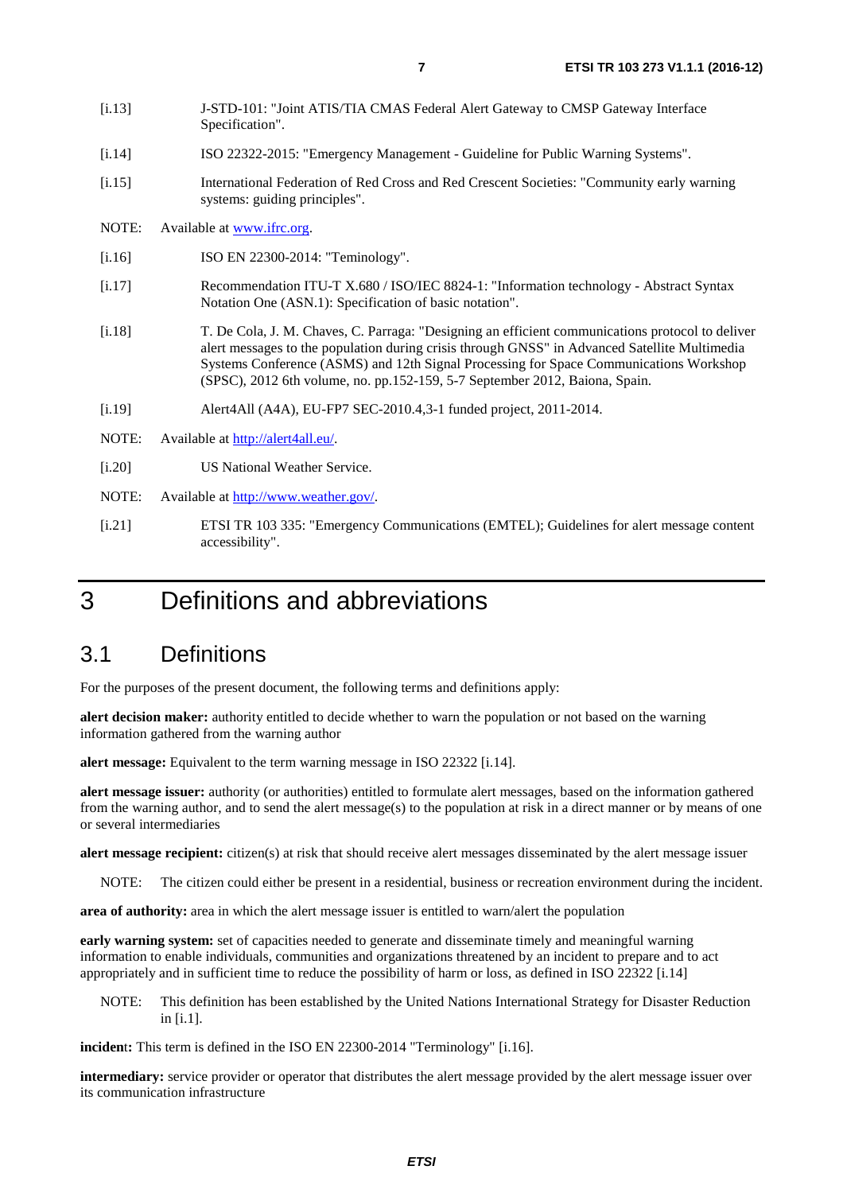[i.13] J-STD-101: "Joint ATIS/TIA CMAS Federal Alert Gateway to CMSP Gateway Interface Specification".

[i.14] ISO 22322-2015: "Emergency Management - Guideline for Public Warning Systems".

[i.15] International Federation of Red Cross and Red Crescent Societies: "Community early warning systems: guiding principles".

NOTE: Available at www.ifrc.org.

[i.16] ISO EN 22300-2014: "Teminology".

[i.17] Recommendation ITU-T X.680 / ISO/IEC 8824-1: "Information technology - Abstract Syntax Notation One (ASN.1): Specification of basic notation".

[i.18] T. De Cola, J. M. Chaves, C. Parraga: "Designing an efficient communications protocol to deliver alert messages to the population during crisis through GNSS" in Advanced Satellite Multimedia Systems Conference (ASMS) and 12th Signal Processing for Space Communications Workshop (SPSC), 2012 6th volume, no. pp.152-159, 5-7 September 2012, Baiona, Spain.

[i.19] Alert4All (A4A), EU-FP7 SEC-2010.4,3-1 funded project, 2011-2014.

NOTE: Available at http://alert4all.eu/.

[i.20] US National Weather Service.

NOTE: Available at http://www.weather.gov/.

[i.21] ETSI TR 103 335: "Emergency Communications (EMTEL); Guidelines for alert message content accessibility".

# 3 Definitions and abbreviations

## 3.1 Definitions

For the purposes of the present document, the following terms and definitions apply:

**alert decision maker:** authority entitled to decide whether to warn the population or not based on the warning information gathered from the warning author

**alert message:** Equivalent to the term warning message in ISO 22322 [i.14].

**alert message issuer:** authority (or authorities) entitled to formulate alert messages, based on the information gathered from the warning author, and to send the alert message(s) to the population at risk in a direct manner or by means of one or several intermediaries

**alert message recipient:** citizen(s) at risk that should receive alert messages disseminated by the alert message issuer

NOTE: The citizen could either be present in a residential, business or recreation environment during the incident.

**area of authority:** area in which the alert message issuer is entitled to warn/alert the population

**early warning system:** set of capacities needed to generate and disseminate timely and meaningful warning information to enable individuals, communities and organizations threatened by an incident to prepare and to act appropriately and in sufficient time to reduce the possibility of harm or loss, as defined in ISO 22322 [i.14]

NOTE: This definition has been established by the United Nations International Strategy for Disaster Reduction in [i.1].

**incident:** This term is defined in the ISO EN 22300-2014 "Terminology" [i.16].

**intermediary:** service provider or operator that distributes the alert message provided by the alert message issuer over its communication infrastructure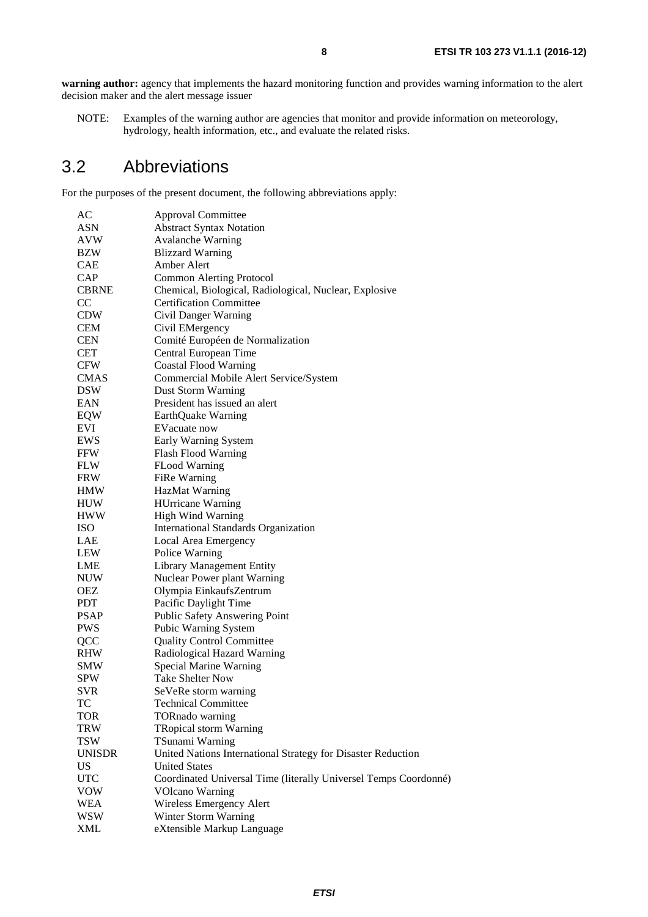**warning author:** agency that implements the hazard monitoring function and provides warning information to the alert decision maker and the alert message issuer

NOTE: Examples of the warning author are agencies that monitor and provide information on meteorology, hydrology, health information, etc., and evaluate the related risks.

## 3.2 Abbreviations

For the purposes of the present document, the following abbreviations apply:

| | |
|---|---|
| AC | Approval Committee |
| ASN | Abstract Syntax Notation |
| AVW | Avalanche Warning |
| BZW | Blizzard Warning |
| CAE | Amber Alert |
| CAP | Common Alerting Protocol |
| CBRNE | Chemical, Biological, Radiological, Nuclear, Explosive |
| CC | Certification Committee |
| CDW | Civil Danger Warning |
| CEM | Civil EMergency |
| CEN | Comité Européen de Normalization |
| CET | Central European Time |
| CFW | Coastal Flood Warning |
| CMAS | Commercial Mobile Alert Service/System |
| DSW | Dust Storm Warning |
| EAN | President has issued an alert |
| EQW | EarthQuake Warning |
| EVI | EVacuate now |
| EWS | Early Warning System |
| FFW | Flash Flood Warning |
| FLW | FLood Warning |
| FRW | FiRe Warning |
| HMW | HazMat Warning |
| HUW | HUrricane Warning |
| HWW | High Wind Warning |
| ISO | International Standards Organization |
| LAE | Local Area Emergency |
| LEW | Police Warning |
| LME | Library Management Entity |
| NUW | Nuclear Power plant Warning |
| OEZ | Olympia EinkaufsZentrum |
| PDT | Pacific Daylight Time |
| PSAP | Public Safety Answering Point |
| PWS | Pubic Warning System |
| QCC | Quality Control Committee |
| RHW | Radiological Hazard Warning |
| SMW | Special Marine Warning |
| SPW | Take Shelter Now |
| SVR | SeVeRe storm warning |
| TC | Technical Committee |
| TOR | TORnado warning |
| TRW | TRopical storm Warning |
| TSW | TSunami Warning |
| UNISDR | United Nations International Strategy for Disaster Reduction |
| US | United States |
| UTC | Coordinated Universal Time (literally Universel Temps Coordonné) |
| VOW | VOlcano Warning |
| WEA | Wireless Emergency Alert |
| WSW | Winter Storm Warning |
| XML | eXtensible Markup Language |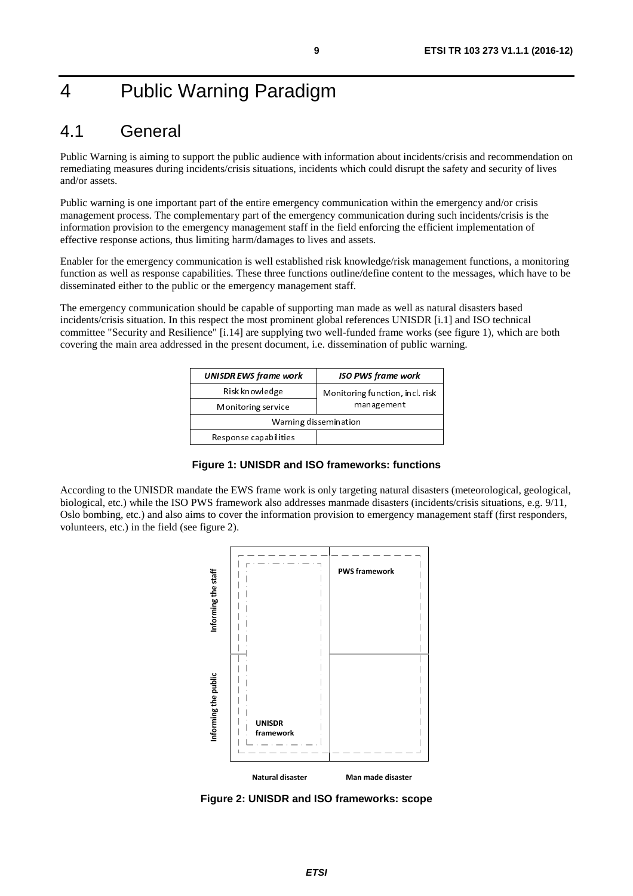# 4 Public Warning Paradigm

## 4.1 General

Public Warning is aiming to support the public audience with information about incidents/crisis and recommendation on remediating measures during incidents/crisis situations, incidents which could disrupt the safety and security of lives and/or assets.

Public warning is one important part of the entire emergency communication within the emergency and/or crisis management process. The complementary part of the emergency communication during such incidents/crisis is the information provision to the emergency management staff in the field enforcing the efficient implementation of effective response actions, thus limiting harm/damages to lives and assets.

Enabler for the emergency communication is well established risk knowledge/risk management functions, a monitoring function as well as response capabilities. These three functions outline/define content to the messages, which have to be disseminated either to the public or the emergency management staff.

The emergency communication should be capable of supporting man made as well as natural disasters based incidents/crisis situation. In this respect the most prominent global references UNISDR [i.1] and ISO technical committee "Security and Resilience" [i.14] are supplying two well-funded frame works (see figure 1), which are both covering the main area addressed in the present document, i.e. dissemination of public warning.

| *UNISDR EWS frame work* | *ISO PWS frame work* |
|---|---|
| Risk knowledge | Monitoring function, incl. risk management |
| Monitoring service | |
| Warning dissemination | |
| Response capabilities | |

**Figure 1: UNISDR and ISO frameworks: functions**

According to the UNISDR mandate the EWS frame work is only targeting natural disasters (meteorological, geological, biological, etc.) while the ISO PWS framework also addresses manmade disasters (incidents/crisis situations, e.g. 9/11, Oslo bombing, etc.) and also aims to cover the information provision to emergency management staff (first responders, volunteers, etc.) in the field (see figure 2).

Informing the staff

Informing the public

PWS framework

UNISDR framework

Natural disaster

Man made disaster

**Figure 2: UNISDR and ISO frameworks: scope**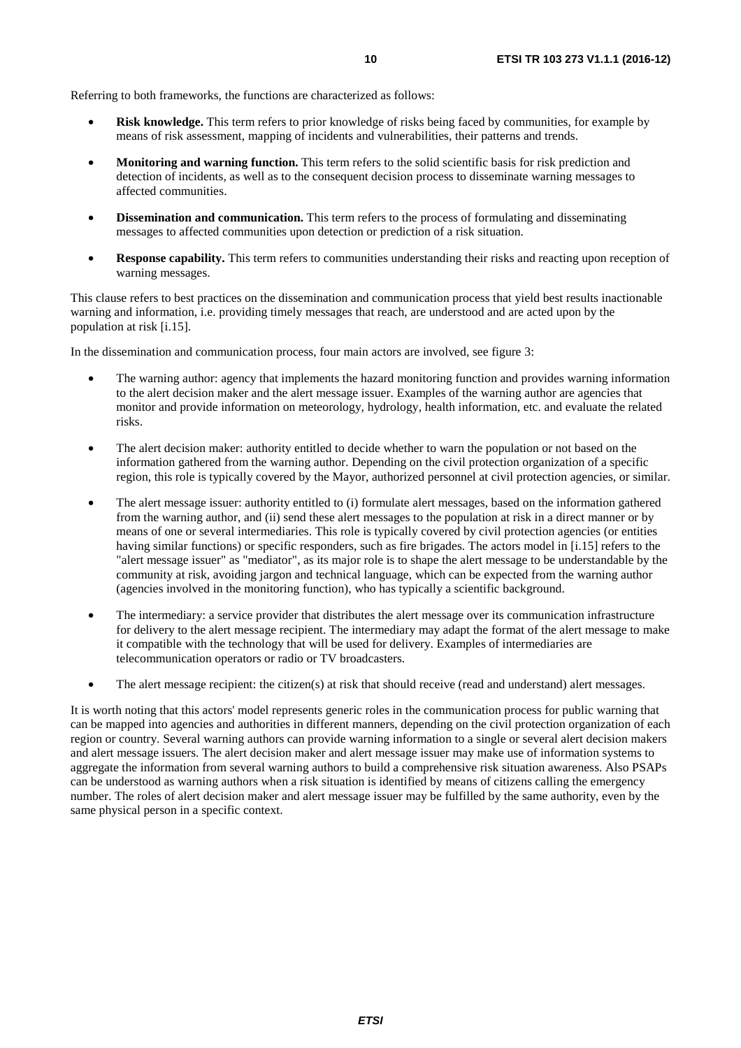Referring to both frameworks, the functions are characterized as follows:

- **Risk knowledge.** This term refers to prior knowledge of risks being faced by communities, for example by means of risk assessment, mapping of incidents and vulnerabilities, their patterns and trends.
- **Monitoring and warning function.** This term refers to the solid scientific basis for risk prediction and detection of incidents, as well as to the consequent decision process to disseminate warning messages to affected communities.
- **Dissemination and communication.** This term refers to the process of formulating and disseminating messages to affected communities upon detection or prediction of a risk situation.
- **Response capability.** This term refers to communities understanding their risks and reacting upon reception of warning messages.

This clause refers to best practices on the dissemination and communication process that yield best results inactionable warning and information, i.e. providing timely messages that reach, are understood and are acted upon by the population at risk [i.15].

In the dissemination and communication process, four main actors are involved, see figure 3:

- The warning author: agency that implements the hazard monitoring function and provides warning information to the alert decision maker and the alert message issuer. Examples of the warning author are agencies that monitor and provide information on meteorology, hydrology, health information, etc. and evaluate the related risks.
- The alert decision maker: authority entitled to decide whether to warn the population or not based on the information gathered from the warning author. Depending on the civil protection organization of a specific region, this role is typically covered by the Mayor, authorized personnel at civil protection agencies, or similar.
- The alert message issuer: authority entitled to (i) formulate alert messages, based on the information gathered from the warning author, and (ii) send these alert messages to the population at risk in a direct manner or by means of one or several intermediaries. This role is typically covered by civil protection agencies (or entities having similar functions) or specific responders, such as fire brigades. The actors model in [i.15] refers to the "alert message issuer" as "mediator", as its major role is to shape the alert message to be understandable by the community at risk, avoiding jargon and technical language, which can be expected from the warning author (agencies involved in the monitoring function), who has typically a scientific background.
- The intermediary: a service provider that distributes the alert message over its communication infrastructure for delivery to the alert message recipient. The intermediary may adapt the format of the alert message to make it compatible with the technology that will be used for delivery. Examples of intermediaries are telecommunication operators or radio or TV broadcasters.
- The alert message recipient: the citizen(s) at risk that should receive (read and understand) alert messages.

It is worth noting that this actors' model represents generic roles in the communication process for public warning that can be mapped into agencies and authorities in different manners, depending on the civil protection organization of each region or country. Several warning authors can provide warning information to a single or several alert decision makers and alert message issuers. The alert decision maker and alert message issuer may make use of information systems to aggregate the information from several warning authors to build a comprehensive risk situation awareness. Also PSAPs can be understood as warning authors when a risk situation is identified by means of citizens calling the emergency number. The roles of alert decision maker and alert message issuer may be fulfilled by the same authority, even by the same physical person in a specific context.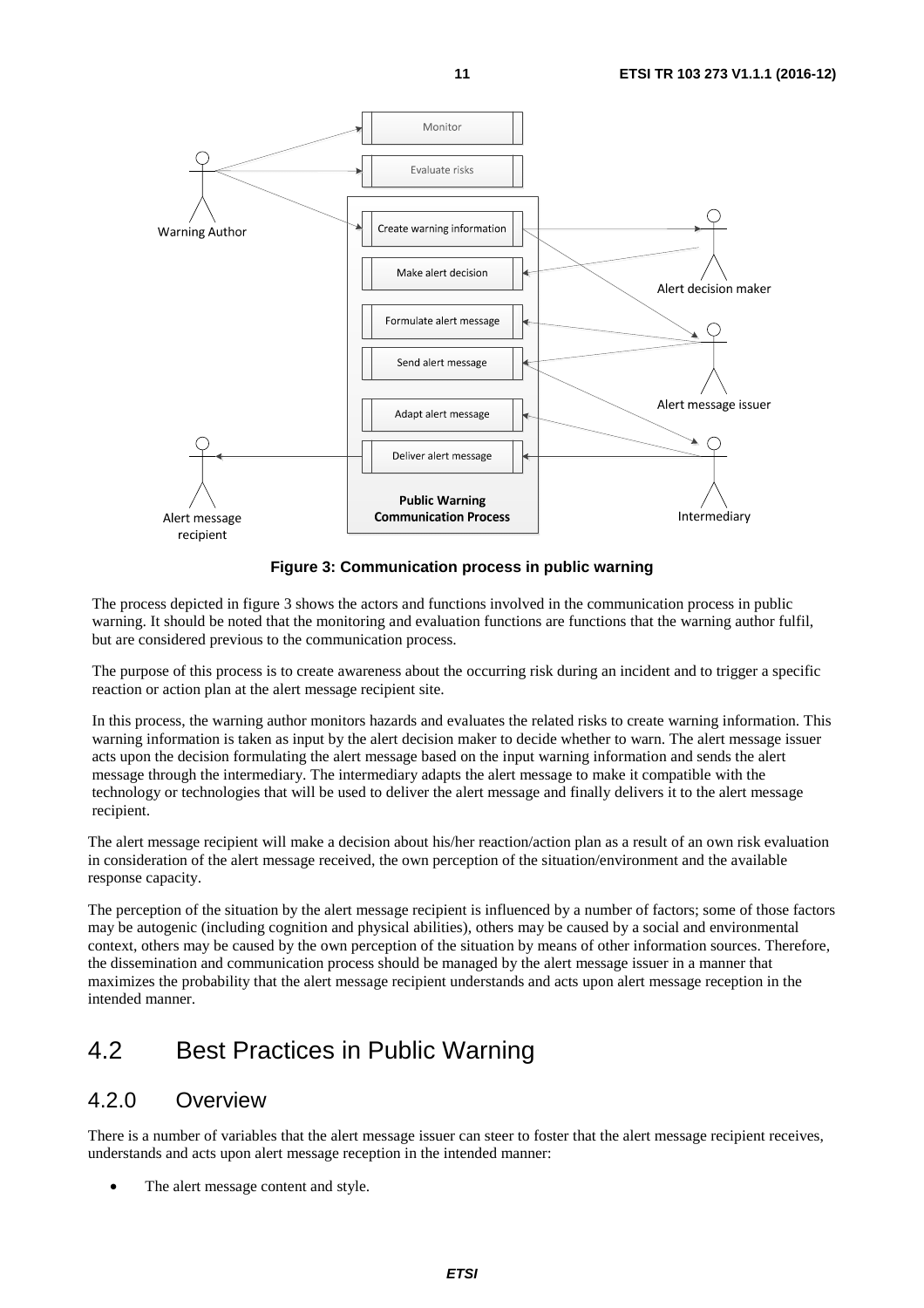Monitor

Evaluate risks

Warning Author

Create warning information

Make alert decision

Formulate alert message

Send alert message

Adapt alert message

Deliver alert message

Public Warning Communication Process

Alert decision maker

Alert message issuer

Intermediary

Alert message recipient

**Figure 3: Communication process in public warning**

The process depicted in figure 3 shows the actors and functions involved in the communication process in public warning. It should be noted that the monitoring and evaluation functions are functions that the warning author fulfil, but are considered previous to the communication process.

The purpose of this process is to create awareness about the occurring risk during an incident and to trigger a specific reaction or action plan at the alert message recipient site.

In this process, the warning author monitors hazards and evaluates the related risks to create warning information. This warning information is taken as input by the alert decision maker to decide whether to warn. The alert message issuer acts upon the decision formulating the alert message based on the input warning information and sends the alert message through the intermediary. The intermediary adapts the alert message to make it compatible with the technology or technologies that will be used to deliver the alert message and finally delivers it to the alert message recipient.

The alert message recipient will make a decision about his/her reaction/action plan as a result of an own risk evaluation in consideration of the alert message received, the own perception of the situation/environment and the available response capacity.

The perception of the situation by the alert message recipient is influenced by a number of factors; some of those factors may be autogenic (including cognition and physical abilities), others may be caused by a social and environmental context, others may be caused by the own perception of the situation by means of other information sources. Therefore, the dissemination and communication process should be managed by the alert message issuer in a manner that maximizes the probability that the alert message recipient understands and acts upon alert message reception in the intended manner.

## 4.2 Best Practices in Public Warning

### 4.2.0 Overview

There is a number of variables that the alert message issuer can steer to foster that the alert message recipient receives, understands and acts upon alert message reception in the intended manner:

- The alert message content and style.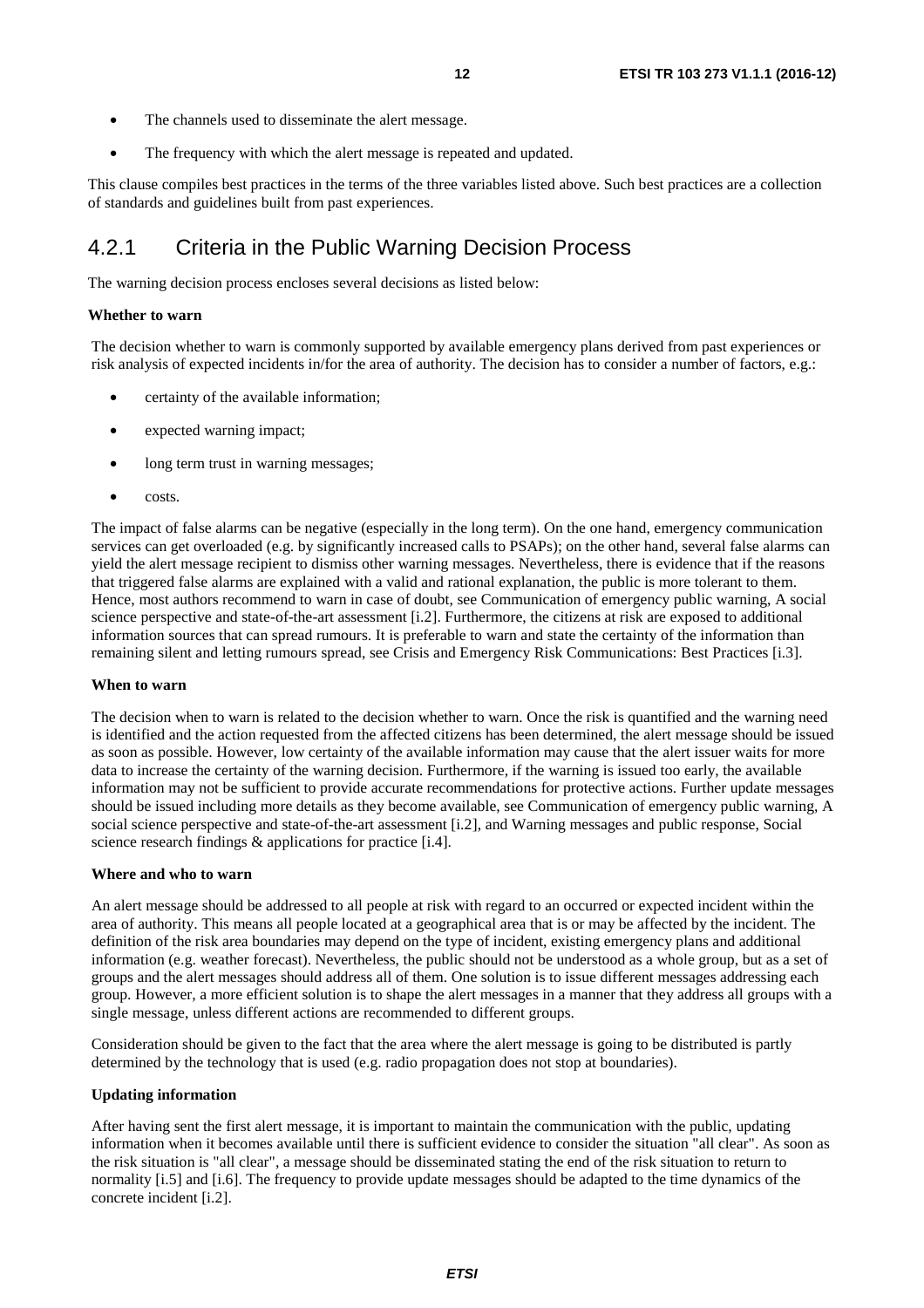- The channels used to disseminate the alert message.
- The frequency with which the alert message is repeated and updated.

This clause compiles best practices in the terms of the three variables listed above. Such best practices are a collection of standards and guidelines built from past experiences.

### 4.2.1 Criteria in the Public Warning Decision Process

The warning decision process encloses several decisions as listed below:

**Whether to warn**

The decision whether to warn is commonly supported by available emergency plans derived from past experiences or risk analysis of expected incidents in/for the area of authority. The decision has to consider a number of factors, e.g.:

- certainty of the available information;
- expected warning impact;
- long term trust in warning messages;
- costs.

The impact of false alarms can be negative (especially in the long term). On the one hand, emergency communication services can get overloaded (e.g. by significantly increased calls to PSAPs); on the other hand, several false alarms can yield the alert message recipient to dismiss other warning messages. Nevertheless, there is evidence that if the reasons that triggered false alarms are explained with a valid and rational explanation, the public is more tolerant to them. Hence, most authors recommend to warn in case of doubt, see Communication of emergency public warning, A social science perspective and state-of-the-art assessment [i.2]. Furthermore, the citizens at risk are exposed to additional information sources that can spread rumours. It is preferable to warn and state the certainty of the information than remaining silent and letting rumours spread, see Crisis and Emergency Risk Communications: Best Practices [i.3].

**When to warn**

The decision when to warn is related to the decision whether to warn. Once the risk is quantified and the warning need is identified and the action requested from the affected citizens has been determined, the alert message should be issued as soon as possible. However, low certainty of the available information may cause that the alert issuer waits for more data to increase the certainty of the warning decision. Furthermore, if the warning is issued too early, the available information may not be sufficient to provide accurate recommendations for protective actions. Further update messages should be issued including more details as they become available, see Communication of emergency public warning, A social science perspective and state-of-the-art assessment [i.2], and Warning messages and public response, Social science research findings & applications for practice [i.4].

**Where and who to warn**

An alert message should be addressed to all people at risk with regard to an occurred or expected incident within the area of authority. This means all people located at a geographical area that is or may be affected by the incident. The definition of the risk area boundaries may depend on the type of incident, existing emergency plans and additional information (e.g. weather forecast). Nevertheless, the public should not be understood as a whole group, but as a set of groups and the alert messages should address all of them. One solution is to issue different messages addressing each group. However, a more efficient solution is to shape the alert messages in a manner that they address all groups with a single message, unless different actions are recommended to different groups.

Consideration should be given to the fact that the area where the alert message is going to be distributed is partly determined by the technology that is used (e.g. radio propagation does not stop at boundaries).

**Updating information**

After having sent the first alert message, it is important to maintain the communication with the public, updating information when it becomes available until there is sufficient evidence to consider the situation "all clear". As soon as the risk situation is "all clear", a message should be disseminated stating the end of the risk situation to return to normality [i.5] and [i.6]. The frequency to provide update messages should be adapted to the time dynamics of the concrete incident [i.2].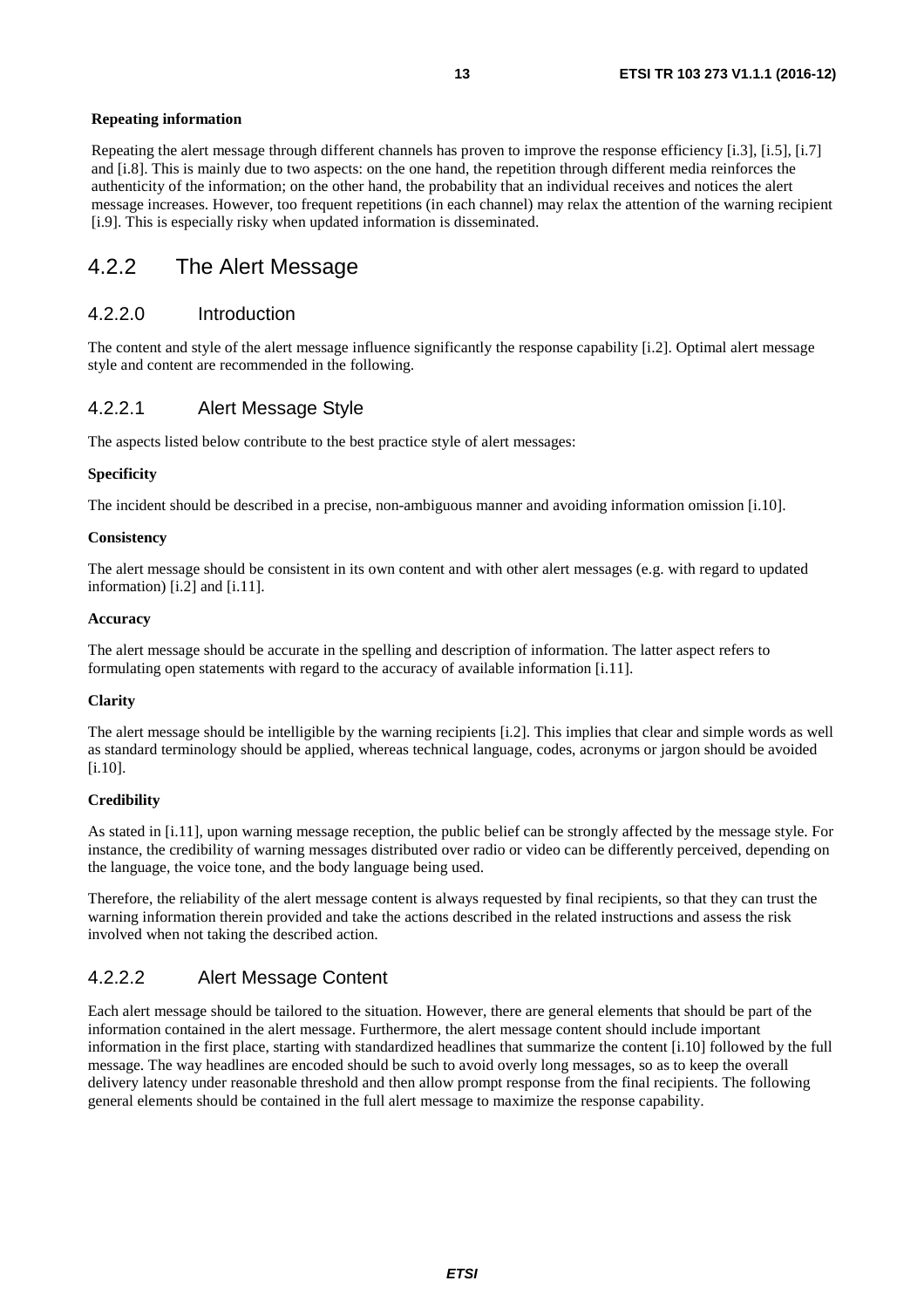**Repeating information**

Repeating the alert message through different channels has proven to improve the response efficiency [i.3], [i.5], [i.7] and [i.8]. This is mainly due to two aspects: on the one hand, the repetition through different media reinforces the authenticity of the information; on the other hand, the probability that an individual receives and notices the alert message increases. However, too frequent repetitions (in each channel) may relax the attention of the warning recipient [i.9]. This is especially risky when updated information is disseminated.

### 4.2.2 The Alert Message

#### 4.2.2.0 Introduction

The content and style of the alert message influence significantly the response capability [i.2]. Optimal alert message style and content are recommended in the following.

#### 4.2.2.1 Alert Message Style

The aspects listed below contribute to the best practice style of alert messages:

**Specificity**

The incident should be described in a precise, non-ambiguous manner and avoiding information omission [i.10].

**Consistency**

The alert message should be consistent in its own content and with other alert messages (e.g. with regard to updated information) [i.2] and [i.11].

**Accuracy**

The alert message should be accurate in the spelling and description of information. The latter aspect refers to formulating open statements with regard to the accuracy of available information [i.11].

**Clarity**

The alert message should be intelligible by the warning recipients [i.2]. This implies that clear and simple words as well as standard terminology should be applied, whereas technical language, codes, acronyms or jargon should be avoided [i.10].

**Credibility**

As stated in [i.11], upon warning message reception, the public belief can be strongly affected by the message style. For instance, the credibility of warning messages distributed over radio or video can be differently perceived, depending on the language, the voice tone, and the body language being used.

Therefore, the reliability of the alert message content is always requested by final recipients, so that they can trust the warning information therein provided and take the actions described in the related instructions and assess the risk involved when not taking the described action.

#### 4.2.2.2 Alert Message Content

Each alert message should be tailored to the situation. However, there are general elements that should be part of the information contained in the alert message. Furthermore, the alert message content should include important information in the first place, starting with standardized headlines that summarize the content [i.10] followed by the full message. The way headlines are encoded should be such to avoid overly long messages, so as to keep the overall delivery latency under reasonable threshold and then allow prompt response from the final recipients. The following general elements should be contained in the full alert message to maximize the response capability.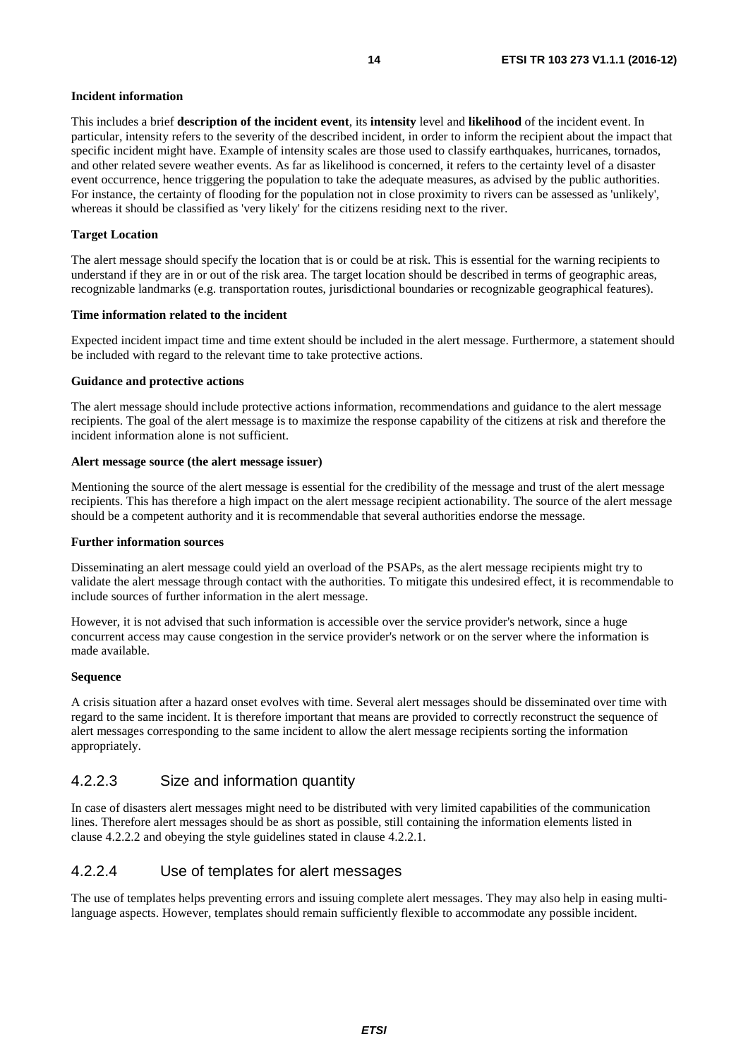**Incident information**

This includes a brief **description of the incident event**, its **intensity** level and **likelihood** of the incident event. In particular, intensity refers to the severity of the described incident, in order to inform the recipient about the impact that specific incident might have. Example of intensity scales are those used to classify earthquakes, hurricanes, tornados, and other related severe weather events. As far as likelihood is concerned, it refers to the certainty level of a disaster event occurrence, hence triggering the population to take the adequate measures, as advised by the public authorities. For instance, the certainty of flooding for the population not in close proximity to rivers can be assessed as 'unlikely', whereas it should be classified as 'very likely' for the citizens residing next to the river.

**Target Location**

The alert message should specify the location that is or could be at risk. This is essential for the warning recipients to understand if they are in or out of the risk area. The target location should be described in terms of geographic areas, recognizable landmarks (e.g. transportation routes, jurisdictional boundaries or recognizable geographical features).

**Time information related to the incident**

Expected incident impact time and time extent should be included in the alert message. Furthermore, a statement should be included with regard to the relevant time to take protective actions.

**Guidance and protective actions**

The alert message should include protective actions information, recommendations and guidance to the alert message recipients. The goal of the alert message is to maximize the response capability of the citizens at risk and therefore the incident information alone is not sufficient.

**Alert message source (the alert message issuer)**

Mentioning the source of the alert message is essential for the credibility of the message and trust of the alert message recipients. This has therefore a high impact on the alert message recipient actionability. The source of the alert message should be a competent authority and it is recommendable that several authorities endorse the message.

**Further information sources**

Disseminating an alert message could yield an overload of the PSAPs, as the alert message recipients might try to validate the alert message through contact with the authorities. To mitigate this undesired effect, it is recommendable to include sources of further information in the alert message.

However, it is not advised that such information is accessible over the service provider's network, since a huge concurrent access may cause congestion in the service provider's network or on the server where the information is made available.

**Sequence**

A crisis situation after a hazard onset evolves with time. Several alert messages should be disseminated over time with regard to the same incident. It is therefore important that means are provided to correctly reconstruct the sequence of alert messages corresponding to the same incident to allow the alert message recipients sorting the information appropriately.

#### 4.2.2.3 Size and information quantity

In case of disasters alert messages might need to be distributed with very limited capabilities of the communication lines. Therefore alert messages should be as short as possible, still containing the information elements listed in clause 4.2.2.2 and obeying the style guidelines stated in clause 4.2.2.1.

#### 4.2.2.4 Use of templates for alert messages

The use of templates helps preventing errors and issuing complete alert messages. They may also help in easing multi-language aspects. However, templates should remain sufficiently flexible to accommodate any possible incident.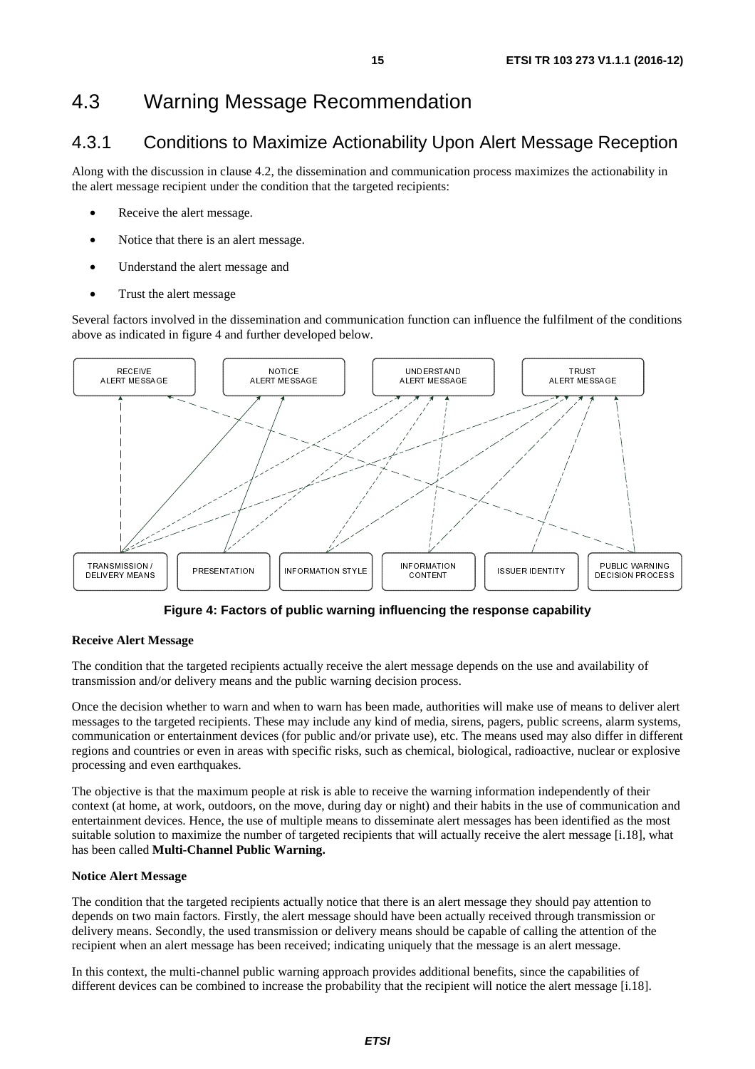## 4.3 Warning Message Recommendation

### 4.3.1 Conditions to Maximize Actionability Upon Alert Message Reception

Along with the discussion in clause 4.2, the dissemination and communication process maximizes the actionability in the alert message recipient under the condition that the targeted recipients:

- Receive the alert message.
- Notice that there is an alert message.
- Understand the alert message and
- Trust the alert message

Several factors involved in the dissemination and communication function can influence the fulfilment of the conditions above as indicated in figure 4 and further developed below.

RECEIVE ALERT MESSAGE
NOTICE ALERT MESSAGE
UNDERSTAND ALERT MESSAGE
TRUST ALERT MESSAGE

TRANSMISSION / DELIVERY MEANS
PRESENTATION
INFORMATION STYLE
INFORMATION CONTENT
ISSUER IDENTITY
PUBLIC WARNING DECISION PROCESS

**Figure 4: Factors of public warning influencing the response capability**

**Receive Alert Message**

The condition that the targeted recipients actually receive the alert message depends on the use and availability of transmission and/or delivery means and the public warning decision process.

Once the decision whether to warn and when to warn has been made, authorities will make use of means to deliver alert messages to the targeted recipients. These may include any kind of media, sirens, pagers, public screens, alarm systems, communication or entertainment devices (for public and/or private use), etc. The means used may also differ in different regions and countries or even in areas with specific risks, such as chemical, biological, radioactive, nuclear or explosive processing and even earthquakes.

The objective is that the maximum people at risk is able to receive the warning information independently of their context (at home, at work, outdoors, on the move, during day or night) and their habits in the use of communication and entertainment devices. Hence, the use of multiple means to disseminate alert messages has been identified as the most suitable solution to maximize the number of targeted recipients that will actually receive the alert message [i.18], what has been called **Multi-Channel Public Warning.**

**Notice Alert Message**

The condition that the targeted recipients actually notice that there is an alert message they should pay attention to depends on two main factors. Firstly, the alert message should have been actually received through transmission or delivery means. Secondly, the used transmission or delivery means should be capable of calling the attention of the recipient when an alert message has been received; indicating uniquely that the message is an alert message.

In this context, the multi-channel public warning approach provides additional benefits, since the capabilities of different devices can be combined to increase the probability that the recipient will notice the alert message [i.18].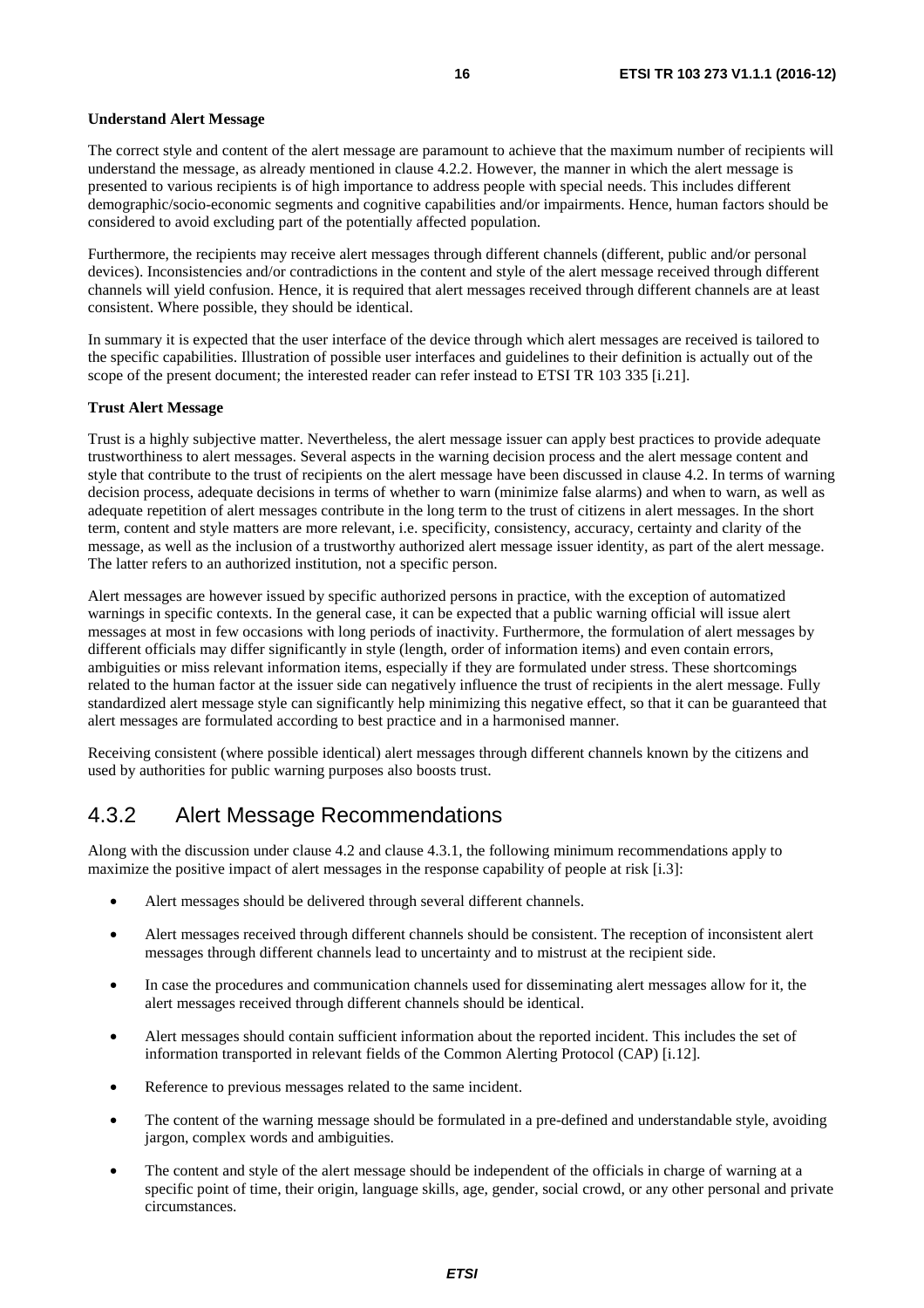**Understand Alert Message**

The correct style and content of the alert message are paramount to achieve that the maximum number of recipients will understand the message, as already mentioned in clause 4.2.2. However, the manner in which the alert message is presented to various recipients is of high importance to address people with special needs. This includes different demographic/socio-economic segments and cognitive capabilities and/or impairments. Hence, human factors should be considered to avoid excluding part of the potentially affected population.

Furthermore, the recipients may receive alert messages through different channels (different, public and/or personal devices). Inconsistencies and/or contradictions in the content and style of the alert message received through different channels will yield confusion. Hence, it is required that alert messages received through different channels are at least consistent. Where possible, they should be identical.

In summary it is expected that the user interface of the device through which alert messages are received is tailored to the specific capabilities. Illustration of possible user interfaces and guidelines to their definition is actually out of the scope of the present document; the interested reader can refer instead to ETSI TR 103 335 [i.21].

**Trust Alert Message**

Trust is a highly subjective matter. Nevertheless, the alert message issuer can apply best practices to provide adequate trustworthiness to alert messages. Several aspects in the warning decision process and the alert message content and style that contribute to the trust of recipients on the alert message have been discussed in clause 4.2. In terms of warning decision process, adequate decisions in terms of whether to warn (minimize false alarms) and when to warn, as well as adequate repetition of alert messages contribute in the long term to the trust of citizens in alert messages. In the short term, content and style matters are more relevant, i.e. specificity, consistency, accuracy, certainty and clarity of the message, as well as the inclusion of a trustworthy authorized alert message issuer identity, as part of the alert message. The latter refers to an authorized institution, not a specific person.

Alert messages are however issued by specific authorized persons in practice, with the exception of automatized warnings in specific contexts. In the general case, it can be expected that a public warning official will issue alert messages at most in few occasions with long periods of inactivity. Furthermore, the formulation of alert messages by different officials may differ significantly in style (length, order of information items) and even contain errors, ambiguities or miss relevant information items, especially if they are formulated under stress. These shortcomings related to the human factor at the issuer side can negatively influence the trust of recipients in the alert message. Fully standardized alert message style can significantly help minimizing this negative effect, so that it can be guaranteed that alert messages are formulated according to best practice and in a harmonised manner.

Receiving consistent (where possible identical) alert messages through different channels known by the citizens and used by authorities for public warning purposes also boosts trust.

### 4.3.2 Alert Message Recommendations

Along with the discussion under clause 4.2 and clause 4.3.1, the following minimum recommendations apply to maximize the positive impact of alert messages in the response capability of people at risk [i.3]:

- Alert messages should be delivered through several different channels.
- Alert messages received through different channels should be consistent. The reception of inconsistent alert messages through different channels lead to uncertainty and to mistrust at the recipient side.
- In case the procedures and communication channels used for disseminating alert messages allow for it, the alert messages received through different channels should be identical.
- Alert messages should contain sufficient information about the reported incident. This includes the set of information transported in relevant fields of the Common Alerting Protocol (CAP) [i.12].
- Reference to previous messages related to the same incident.
- The content of the warning message should be formulated in a pre-defined and understandable style, avoiding jargon, complex words and ambiguities.
- The content and style of the alert message should be independent of the officials in charge of warning at a specific point of time, their origin, language skills, age, gender, social crowd, or any other personal and private circumstances.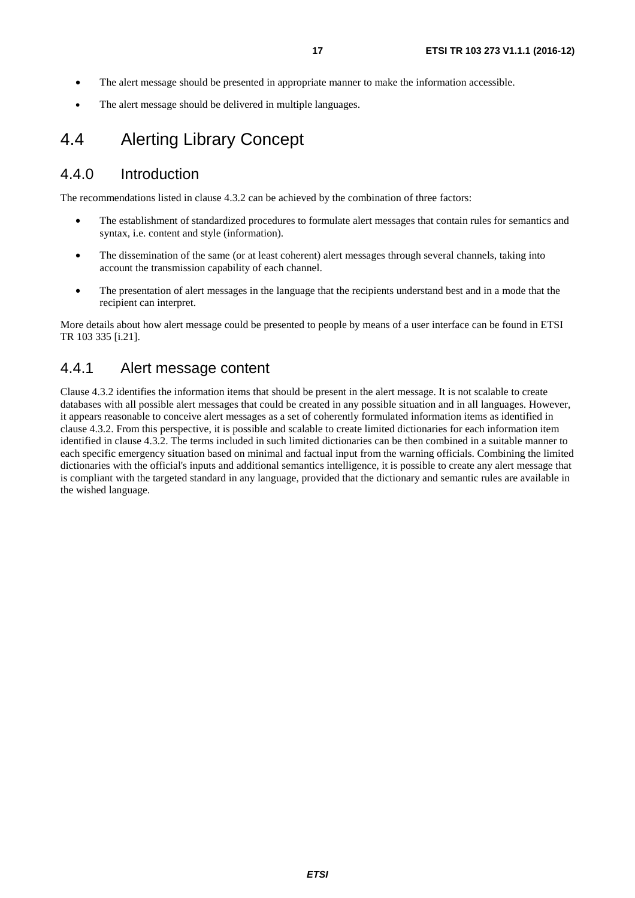- The alert message should be presented in appropriate manner to make the information accessible.
- The alert message should be delivered in multiple languages.

# 4.4 Alerting Library Concept

## 4.4.0 Introduction

The recommendations listed in clause 4.3.2 can be achieved by the combination of three factors:

- The establishment of standardized procedures to formulate alert messages that contain rules for semantics and syntax, i.e. content and style (information).
- The dissemination of the same (or at least coherent) alert messages through several channels, taking into account the transmission capability of each channel.
- The presentation of alert messages in the language that the recipients understand best and in a mode that the recipient can interpret.

More details about how alert message could be presented to people by means of a user interface can be found in ETSI TR 103 335 [i.21].

## 4.4.1 Alert message content

Clause 4.3.2 identifies the information items that should be present in the alert message. It is not scalable to create databases with all possible alert messages that could be created in any possible situation and in all languages. However, it appears reasonable to conceive alert messages as a set of coherently formulated information items as identified in clause 4.3.2. From this perspective, it is possible and scalable to create limited dictionaries for each information item identified in clause 4.3.2. The terms included in such limited dictionaries can be then combined in a suitable manner to each specific emergency situation based on minimal and factual input from the warning officials. Combining the limited dictionaries with the official's inputs and additional semantics intelligence, it is possible to create any alert message that is compliant with the targeted standard in any language, provided that the dictionary and semantic rules are available in the wished language.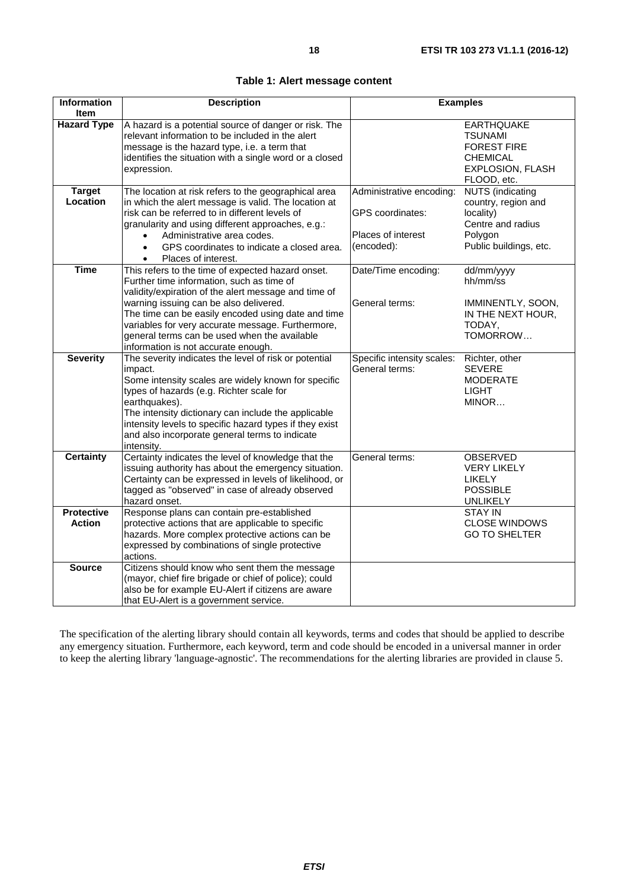**Table 1: Alert message content**

| Information Item | Description | Examples | |
|---|---|---|---|
| **Hazard Type** | A hazard is a potential source of danger or risk. The relevant information to be included in the alert message is the hazard type, i.e. a term that identifies the situation with a single word or a closed expression. | | EARTHQUAKE<br>TSUNAMI<br>FOREST FIRE<br>CHEMICAL EXPLOSION, FLASH FLOOD, etc. |
| **Target Location** | The location at risk refers to the geographical area in which the alert message is valid. The location at risk can be referred to in different levels of granularity and using different approaches, e.g.:<br>• Administrative area codes.<br>• GPS coordinates to indicate a closed area.<br>• Places of interest. | Administrative encoding:<br><br>GPS coordinates:<br><br>Places of interest (encoded): | NUTS (indicating country, region and locality)<br>Centre and radius<br>Polygon<br>Public buildings, etc. |
| **Time** | This refers to the time of expected hazard onset. Further time information, such as time of validity/expiration of the alert message and time of warning issuing can be also delivered.<br>The time can be easily encoded using date and time variables for very accurate message. Furthermore, general terms can be used when the available information is not accurate enough. | Date/Time encoding:<br><br>General terms: | dd/mm/yyyy<br>hh/mm/ss<br><br>IMMINENTLY, SOON, IN THE NEXT HOUR, TODAY, TOMORROW… |
| **Severity** | The severity indicates the level of risk or potential impact.<br>Some intensity scales are widely known for specific types of hazards (e.g. Richter scale for earthquakes).<br>The intensity dictionary can include the applicable intensity levels to specific hazard types if they exist and also incorporate general terms to indicate intensity. | Specific intensity scales:<br>General terms: | Richter, other<br>SEVERE<br>MODERATE<br>LIGHT<br>MINOR… |
| **Certainty** | Certainty indicates the level of knowledge that the issuing authority has about the emergency situation. Certainty can be expressed in levels of likelihood, or tagged as "observed" in case of already observed hazard onset. | General terms: | OBSERVED<br>VERY LIKELY<br>LIKELY<br>POSSIBLE<br>UNLIKELY |
| **Protective Action** | Response plans can contain pre-established protective actions that are applicable to specific hazards. More complex protective actions can be expressed by combinations of single protective actions. | | STAY IN<br>CLOSE WINDOWS<br>GO TO SHELTER |
| **Source** | Citizens should know who sent them the message (mayor, chief fire brigade or chief of police); could also be for example EU-Alert if citizens are aware that EU-Alert is a government service. | | |

The specification of the alerting library should contain all keywords, terms and codes that should be applied to describe any emergency situation. Furthermore, each keyword, term and code should be encoded in a universal manner in order to keep the alerting library 'language-agnostic'. The recommendations for the alerting libraries are provided in clause 5.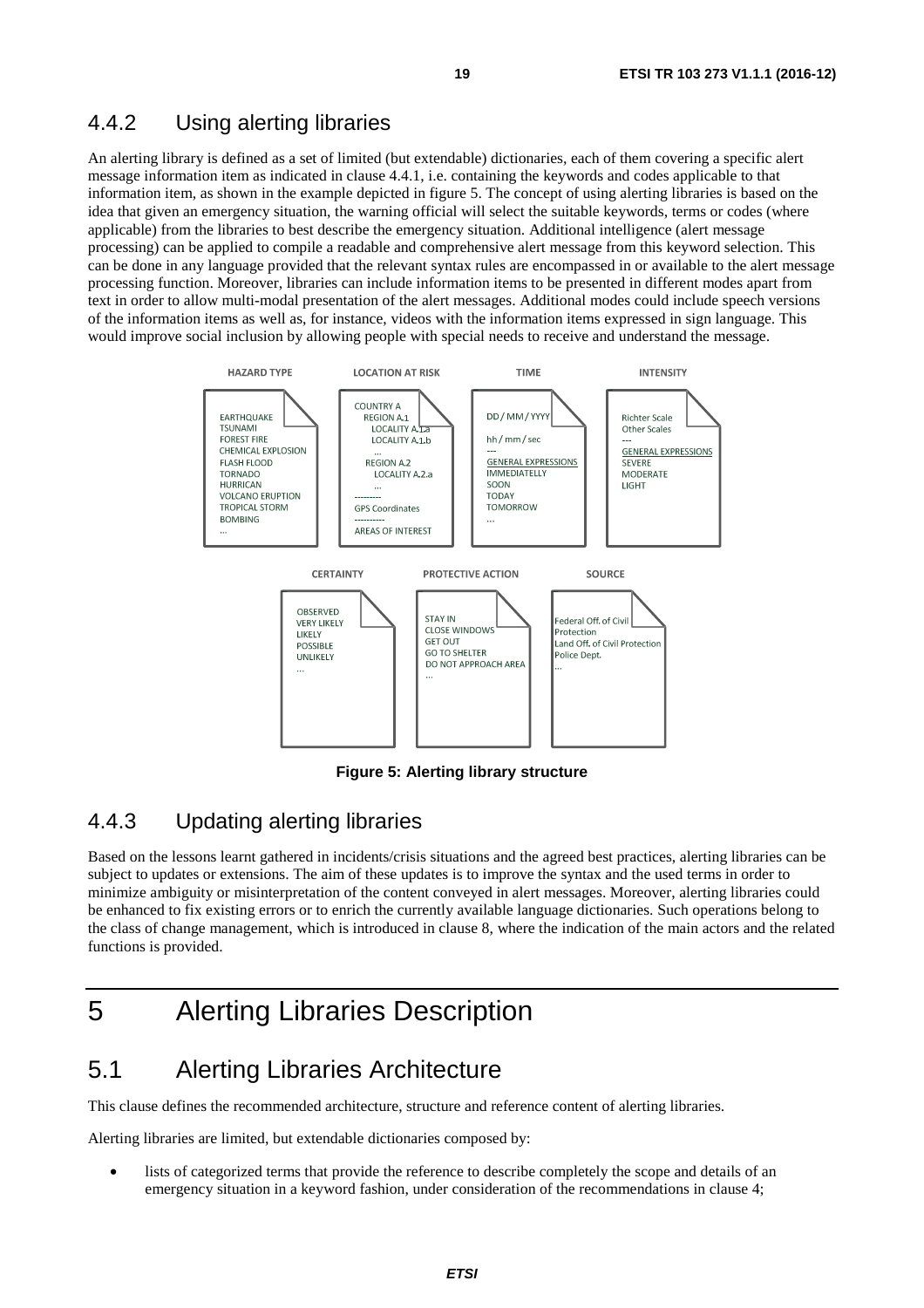### 4.4.2 Using alerting libraries

An alerting library is defined as a set of limited (but extendable) dictionaries, each of them covering a specific alert message information item as indicated in clause 4.4.1, i.e. containing the keywords and codes applicable to that information item, as shown in the example depicted in figure 5. The concept of using alerting libraries is based on the idea that given an emergency situation, the warning official will select the suitable keywords, terms or codes (where applicable) from the libraries to best describe the emergency situation. Additional intelligence (alert message processing) can be applied to compile a readable and comprehensive alert message from this keyword selection. This can be done in any language provided that the relevant syntax rules are encompassed in or available to the alert message processing function. Moreover, libraries can include information items to be presented in different modes apart from text in order to allow multi-modal presentation of the alert messages. Additional modes could include speech versions of the information items as well as, for instance, videos with the information items expressed in sign language. This would improve social inclusion by allowing people with special needs to receive and understand the message.

HAZARD TYPE
EARTHQUAKE
TSUNAMI
FOREST FIRE
CHEMICAL EXPLOSION
FLASH FLOOD
TORNADO
HURRICAN
VOLCANO ERUPTION
TROPICAL STORM
BOMBING
...

LOCATION AT RISK
COUNTRY A
REGION A.1
LOCALITY A.1.a
LOCALITY A.1.b
...
REGION A.2
LOCALITY A.2.a
...
---------
GPS Coordinates
----------
AREAS OF INTEREST

TIME
DD / MM / YYYY
hh / mm / sec
---
GENERAL EXPRESSIONS
IMMEDIATELLY
SOON
TODAY
TOMORROW
...

INTENSITY
Richter Scale
Other Scales
---
GENERAL EXPRESSIONS
SEVERE
MODERATE
LIGHT

CERTAINTY
OBSERVED
VERY LIKELY
LIKELY
POSSIBLE
UNLIKELY
...

PROTECTIVE ACTION
STAY IN
CLOSE WINDOWS
GET OUT
GO TO SHELTER
DO NOT APPROACH AREA
...

SOURCE
Federal Off. of Civil Protection
Land Off. of Civil Protection
Police Dept.
...

**Figure 5: Alerting library structure**

### 4.4.3 Updating alerting libraries

Based on the lessons learnt gathered in incidents/crisis situations and the agreed best practices, alerting libraries can be subject to updates or extensions. The aim of these updates is to improve the syntax and the used terms in order to minimize ambiguity or misinterpretation of the content conveyed in alert messages. Moreover, alerting libraries could be enhanced to fix existing errors or to enrich the currently available language dictionaries. Such operations belong to the class of change management, which is introduced in clause 8, where the indication of the main actors and the related functions is provided.

# 5 Alerting Libraries Description

## 5.1 Alerting Libraries Architecture

This clause defines the recommended architecture, structure and reference content of alerting libraries.

Alerting libraries are limited, but extendable dictionaries composed by:

- lists of categorized terms that provide the reference to describe completely the scope and details of an emergency situation in a keyword fashion, under consideration of the recommendations in clause 4;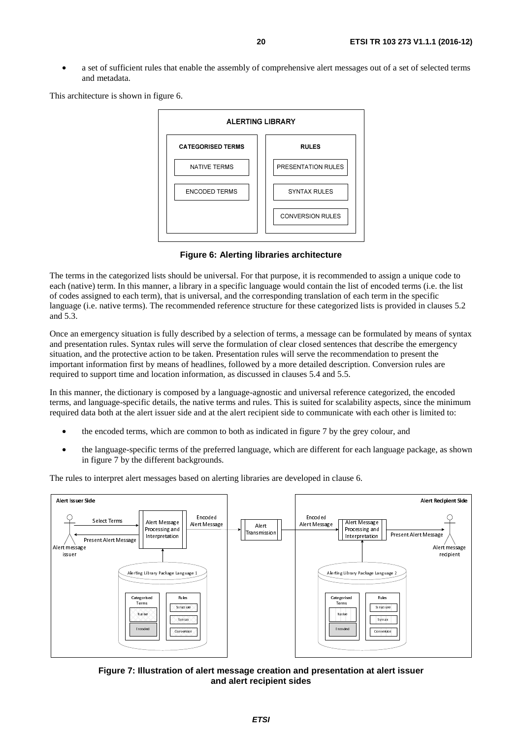- a set of sufficient rules that enable the assembly of comprehensive alert messages out of a set of selected terms and metadata.

This architecture is shown in figure 6.

ALERTING LIBRARY

CATEGORISED TERMS

NATIVE TERMS

ENCODED TERMS

RULES

PRESENTATION RULES

SYNTAX RULES

CONVERSION RULES

**Figure 6: Alerting libraries architecture**

The terms in the categorized lists should be universal. For that purpose, it is recommended to assign a unique code to each (native) term. In this manner, a library in a specific language would contain the list of encoded terms (i.e. the list of codes assigned to each term), that is universal, and the corresponding translation of each term in the specific language (i.e. native terms). The recommended reference structure for these categorized lists is provided in clauses 5.2 and 5.3.

Once an emergency situation is fully described by a selection of terms, a message can be formulated by means of syntax and presentation rules. Syntax rules will serve the formulation of clear closed sentences that describe the emergency situation, and the protective action to be taken. Presentation rules will serve the recommendation to present the important information first by means of headlines, followed by a more detailed description. Conversion rules are required to support time and location information, as discussed in clauses 5.4 and 5.5.

In this manner, the dictionary is composed by a language-agnostic and universal reference categorized, the encoded terms, and language-specific details, the native terms and rules. This is suited for scalability aspects, since the minimum required data both at the alert issuer side and at the alert recipient side to communicate with each other is limited to:

- the encoded terms, which are common to both as indicated in figure 7 by the grey colour, and
- the language-specific terms of the preferred language, which are different for each language package, as shown in figure 7 by the different backgrounds.

The rules to interpret alert messages based on alerting libraries are developed in clause 6.

Alert Issuer Side

Select Terms

Present Alert Message

Alert message issuer

Alert Message Processing and Interpretation

Encoded Alert Message

Alert Transmission

Alerting Library Package Language 1

Categorised Terms

Native

Encoded

Rules

Structure

Syntax

Conversion

Alert Recipient Side

Encoded Alert Message

Alert Message Processing and Interpretation

Present Alert Message

Alert message recipient

Alerting Library Package Language 2

Categorised Terms

Native

Encoded

Rules

Structure

Syntax

Conversion

**Figure 7: Illustration of alert message creation and presentation at alert issuer and alert recipient sides**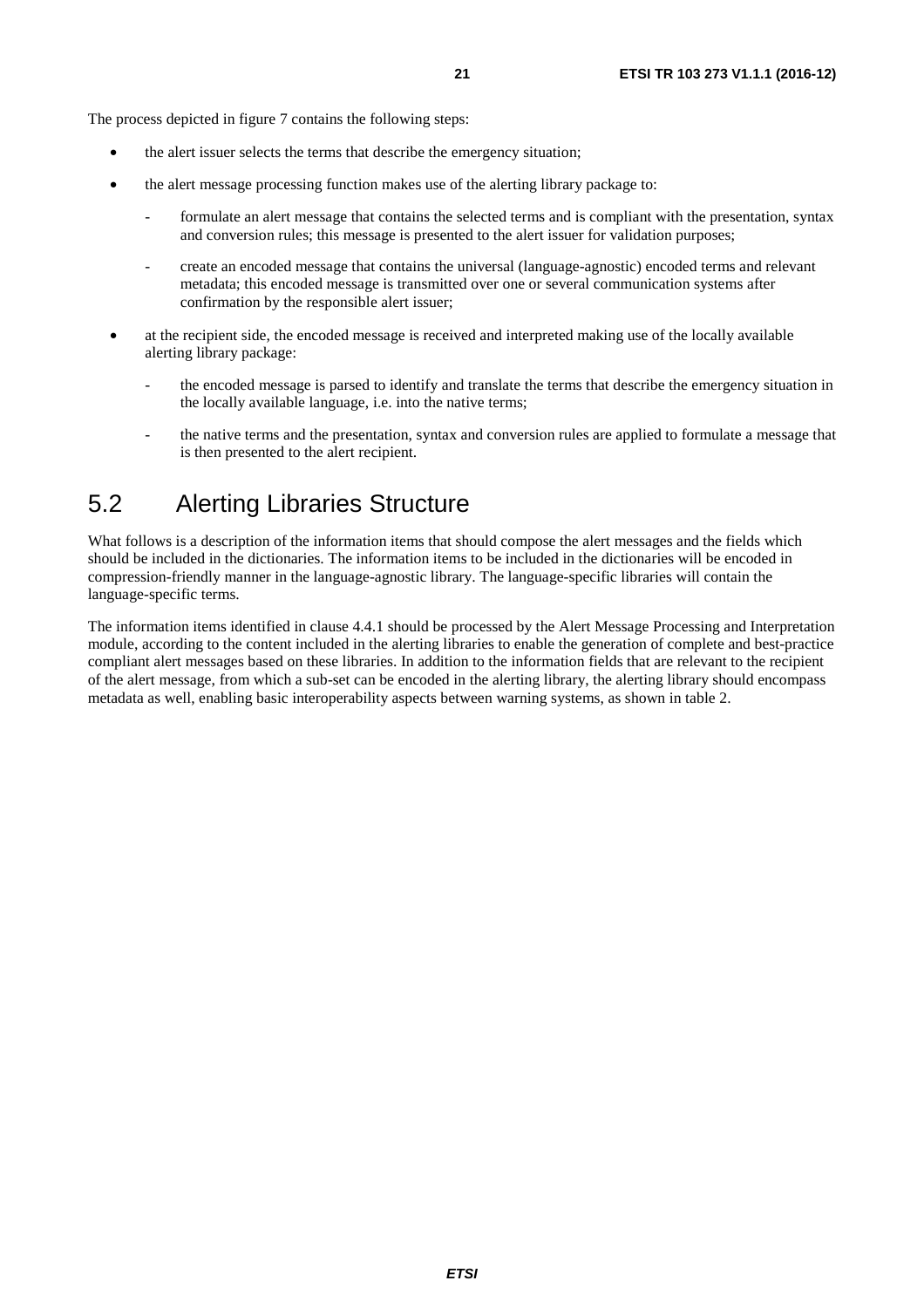The process depicted in figure 7 contains the following steps:

- the alert issuer selects the terms that describe the emergency situation;
- the alert message processing function makes use of the alerting library package to:
    - formulate an alert message that contains the selected terms and is compliant with the presentation, syntax and conversion rules; this message is presented to the alert issuer for validation purposes;
    - create an encoded message that contains the universal (language-agnostic) encoded terms and relevant metadata; this encoded message is transmitted over one or several communication systems after confirmation by the responsible alert issuer;
- at the recipient side, the encoded message is received and interpreted making use of the locally available alerting library package:
    - the encoded message is parsed to identify and translate the terms that describe the emergency situation in the locally available language, i.e. into the native terms;
    - the native terms and the presentation, syntax and conversion rules are applied to formulate a message that is then presented to the alert recipient.

## 5.2 Alerting Libraries Structure

What follows is a description of the information items that should compose the alert messages and the fields which should be included in the dictionaries. The information items to be included in the dictionaries will be encoded in compression-friendly manner in the language-agnostic library. The language-specific libraries will contain the language-specific terms.

The information items identified in clause 4.4.1 should be processed by the Alert Message Processing and Interpretation module, according to the content included in the alerting libraries to enable the generation of complete and best-practice compliant alert messages based on these libraries. In addition to the information fields that are relevant to the recipient of the alert message, from which a sub-set can be encoded in the alerting library, the alerting library should encompass metadata as well, enabling basic interoperability aspects between warning systems, as shown in table 2.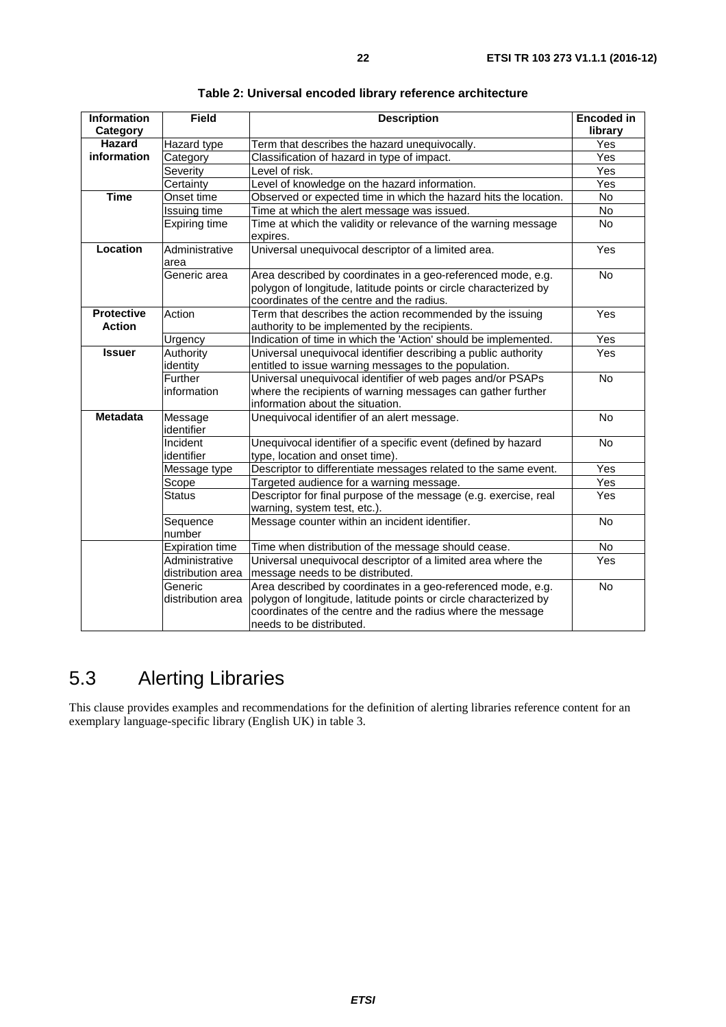**Table 2: Universal encoded library reference architecture**

| Information Category | Field | Description | Encoded in library |
|---|---|---|---|
| **Hazard information** | Hazard type | Term that describes the hazard unequivocally. | Yes |
| | Category | Classification of hazard in type of impact. | Yes |
| | Severity | Level of risk. | Yes |
| | Certainty | Level of knowledge on the hazard information. | Yes |
| **Time** | Onset time | Observed or expected time in which the hazard hits the location. | No |
| | Issuing time | Time at which the alert message was issued. | No |
| | Expiring time | Time at which the validity or relevance of the warning message expires. | No |
| **Location** | Administrative area | Universal unequivocal descriptor of a limited area. | Yes |
| | Generic area | Area described by coordinates in a geo-referenced mode, e.g. polygon of longitude, latitude points or circle characterized by coordinates of the centre and the radius. | No |
| **Protective Action** | Action | Term that describes the action recommended by the issuing authority to be implemented by the recipients. | Yes |
| | Urgency | Indication of time in which the 'Action' should be implemented. | Yes |
| **Issuer** | Authority identity | Universal unequivocal identifier describing a public authority entitled to issue warning messages to the population. | Yes |
| | Further information | Universal unequivocal identifier of web pages and/or PSAPs where the recipients of warning messages can gather further information about the situation. | No |
| **Metadata** | Message identifier | Unequivocal identifier of an alert message. | No |
| | Incident identifier | Unequivocal identifier of a specific event (defined by hazard type, location and onset time). | No |
| | Message type | Descriptor to differentiate messages related to the same event. | Yes |
| | Scope | Targeted audience for a warning message. | Yes |
| | Status | Descriptor for final purpose of the message (e.g. exercise, real warning, system test, etc.). | Yes |
| | Sequence number | Message counter within an incident identifier. | No |
| | Expiration time | Time when distribution of the message should cease. | No |
| | Administrative distribution area | Universal unequivocal descriptor of a limited area where the message needs to be distributed. | Yes |
| | Generic distribution area | Area described by coordinates in a geo-referenced mode, e.g. polygon of longitude, latitude points or circle characterized by coordinates of the centre and the radius where the message needs to be distributed. | No |

## 5.3 Alerting Libraries

This clause provides examples and recommendations for the definition of alerting libraries reference content for an exemplary language-specific library (English UK) in table 3.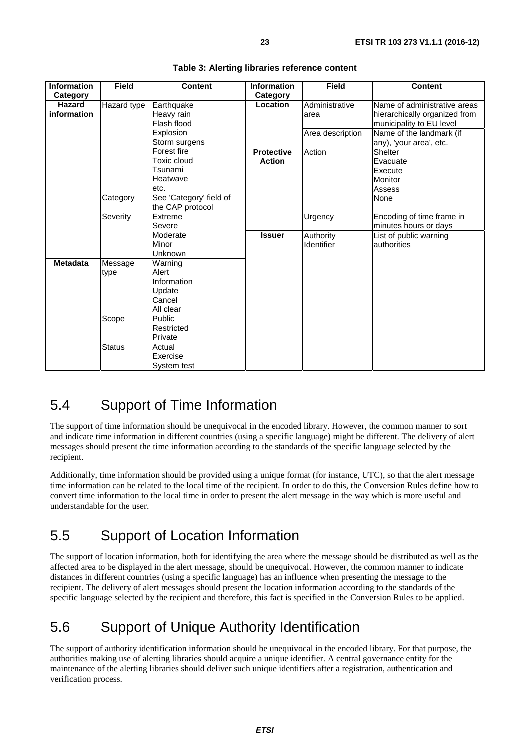**Table 3: Alerting libraries reference content**

| Information Category | Field | Content | Information Category | Field | Content |
|---|---|---|---|---|---|
| **Hazard information** | Hazard type | Earthquake<br>Heavy rain<br>Flash flood<br>Explosion<br>Storm surgens<br>Forest fire<br>Toxic cloud<br>Tsunami<br>Heatwave<br>etc. | **Location** | Administrative area | Name of administrative areas hierarchically organized from municipality to EU level |
| | | | | Area description | Name of the landmark (if any), 'your area', etc. |
| | | | **Protective Action** | Action | Shelter<br>Evacuate<br>Execute<br>Monitor<br>Assess<br>None |
| | Category | See 'Category' field of the CAP protocol | | | |
| | Severity | Extreme<br>Severe<br>Moderate<br>Minor<br>Unknown | | Urgency | Encoding of time frame in minutes hours or days |
| | | | **Issuer** | Authority Identifier | List of public warning authorities |
| **Metadata** | Message type | Warning<br>Alert<br>Information<br>Update<br>Cancel<br>All clear | | | |
| | Scope | Public<br>Restricted<br>Private | | | |
| | Status | Actual<br>Exercise<br>System test | | | |

## 5.4 Support of Time Information

The support of time information should be unequivocal in the encoded library. However, the common manner to sort and indicate time information in different countries (using a specific language) might be different. The delivery of alert messages should present the time information according to the standards of the specific language selected by the recipient.

Additionally, time information should be provided using a unique format (for instance, UTC), so that the alert message time information can be related to the local time of the recipient. In order to do this, the Conversion Rules define how to convert time information to the local time in order to present the alert message in the way which is more useful and understandable for the user.

## 5.5 Support of Location Information

The support of location information, both for identifying the area where the message should be distributed as well as the affected area to be displayed in the alert message, should be unequivocal. However, the common manner to indicate distances in different countries (using a specific language) has an influence when presenting the message to the recipient. The delivery of alert messages should present the location information according to the standards of the specific language selected by the recipient and therefore, this fact is specified in the Conversion Rules to be applied.

## 5.6 Support of Unique Authority Identification

The support of authority identification information should be unequivocal in the encoded library. For that purpose, the authorities making use of alerting libraries should acquire a unique identifier. A central governance entity for the maintenance of the alerting libraries should deliver such unique identifiers after a registration, authentication and verification process.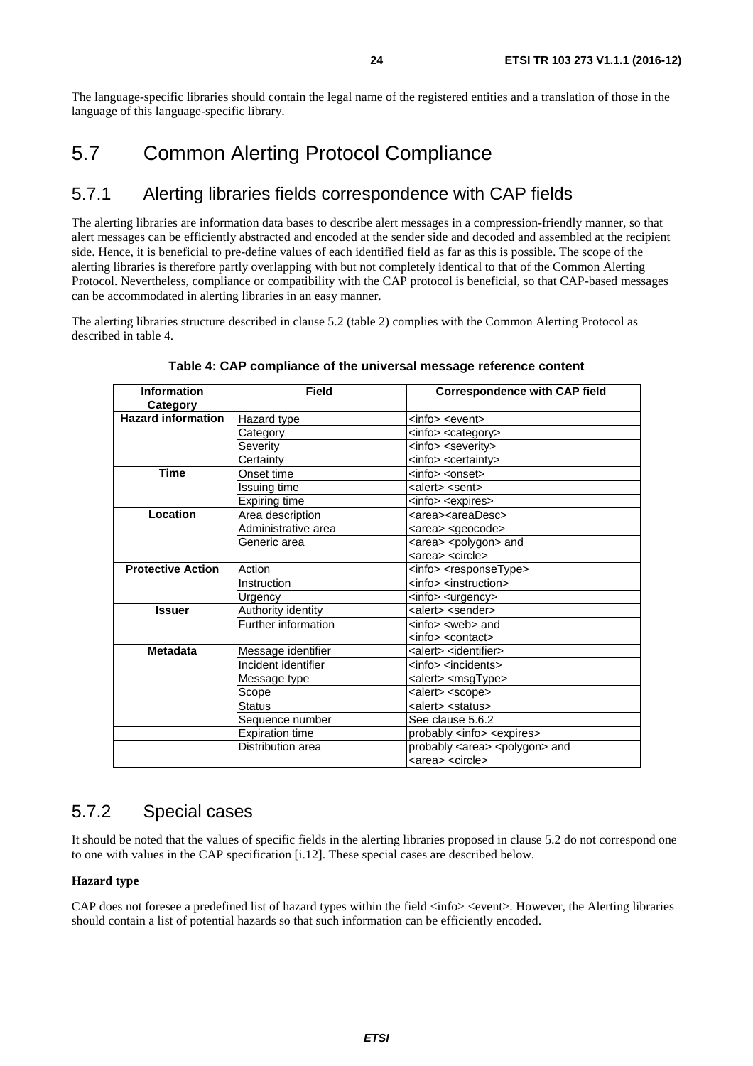The language-specific libraries should contain the legal name of the registered entities and a translation of those in the language of this language-specific library.

# 5.7 Common Alerting Protocol Compliance

## 5.7.1 Alerting libraries fields correspondence with CAP fields

The alerting libraries are information data bases to describe alert messages in a compression-friendly manner, so that alert messages can be efficiently abstracted and encoded at the sender side and decoded and assembled at the recipient side. Hence, it is beneficial to pre-define values of each identified field as far as this is possible. The scope of the alerting libraries is therefore partly overlapping with but not completely identical to that of the Common Alerting Protocol. Nevertheless, compliance or compatibility with the CAP protocol is beneficial, so that CAP-based messages can be accommodated in alerting libraries in an easy manner.

The alerting libraries structure described in clause 5.2 (table 2) complies with the Common Alerting Protocol as described in table 4.

**Table 4: CAP compliance of the universal message reference content**

| Information Category | Field | Correspondence with CAP field |
|---|---|---|
| **Hazard information** | Hazard type | <info> <event> |
| | Category | <info> <category> |
| | Severity | <info> <severity> |
| | Certainty | <info> <certainty> |
| **Time** | Onset time | <info> <onset> |
| | Issuing time | <alert> <sent> |
| | Expiring time | <info> <expires> |
| **Location** | Area description | <area><areaDesc> |
| | Administrative area | <area> <geocode> |
| | Generic area | <area> <polygon> and <area> <circle> |
| **Protective Action** | Action | <info> <responseType> |
| | Instruction | <info> <instruction> |
| | Urgency | <info> <urgency> |
| **Issuer** | Authority identity | <alert> <sender> |
| | Further information | <info> <web> and <info> <contact> |
| **Metadata** | Message identifier | <alert> <identifier> |
| | Incident identifier | <info> <incidents> |
| | Message type | <alert> <msgType> |
| | Scope | <alert> <scope> |
| | Status | <alert> <status> |
| | Sequence number | See clause 5.6.2 |
| | Expiration time | probably <info> <expires> |
| | Distribution area | probably <area> <polygon> and <area> <circle> |

## 5.7.2 Special cases

It should be noted that the values of specific fields in the alerting libraries proposed in clause 5.2 do not correspond one to one with values in the CAP specification [i.12]. These special cases are described below.

**Hazard type**

CAP does not foresee a predefined list of hazard types within the field <info> <event>. However, the Alerting libraries should contain a list of potential hazards so that such information can be efficiently encoded.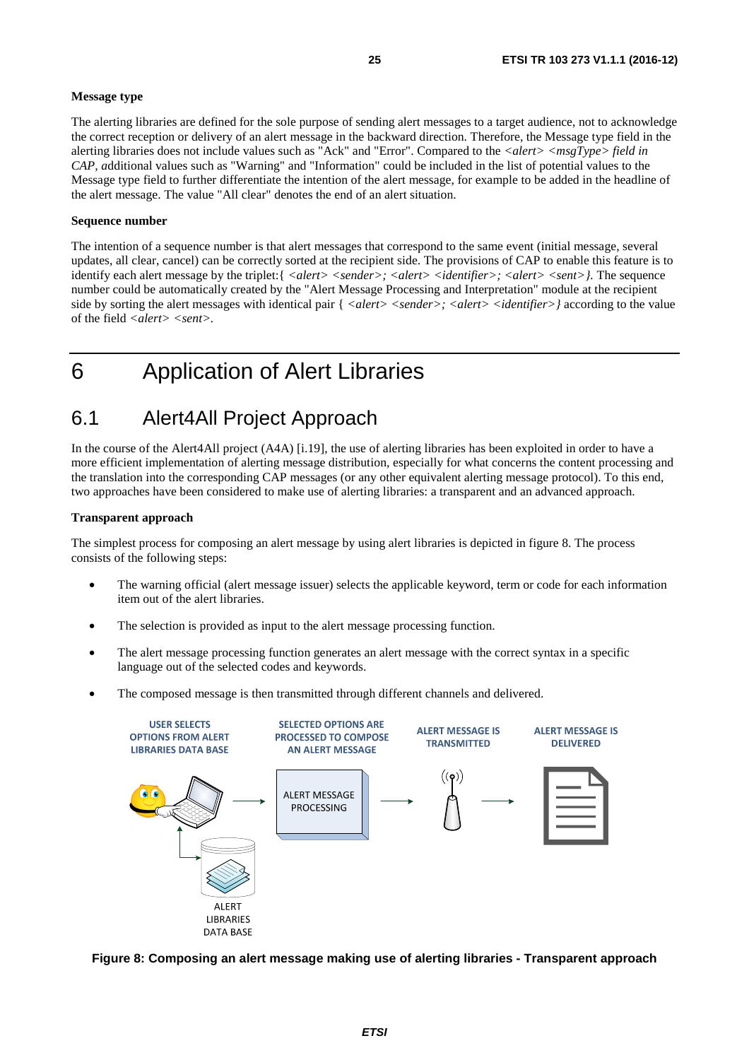**Message type**

The alerting libraries are defined for the sole purpose of sending alert messages to a target audience, not to acknowledge the correct reception or delivery of an alert message in the backward direction. Therefore, the Message type field in the alerting libraries does not include values such as "Ack" and "Error". Compared to the *<alert> <msgType> field in CAP, a*dditional values such as "Warning" and "Information" could be included in the list of potential values to the Message type field to further differentiate the intention of the alert message, for example to be added in the headline of the alert message. The value "All clear" denotes the end of an alert situation.

**Sequence number**

The intention of a sequence number is that alert messages that correspond to the same event (initial message, several updates, all clear, cancel) can be correctly sorted at the recipient side. The provisions of CAP to enable this feature is to identify each alert message by the triplet:{ *<alert> <sender>; <alert> <identifier>; <alert> <sent>}.* The sequence number could be automatically created by the "Alert Message Processing and Interpretation" module at the recipient side by sorting the alert messages with identical pair { *<alert> <sender>; <alert> <identifier>}* according to the value of the field *<alert> <sent>*.

# 6 Application of Alert Libraries

## 6.1 Alert4All Project Approach

In the course of the Alert4All project (A4A) [i.19], the use of alerting libraries has been exploited in order to have a more efficient implementation of alerting message distribution, especially for what concerns the content processing and the translation into the corresponding CAP messages (or any other equivalent alerting message protocol). To this end, two approaches have been considered to make use of alerting libraries: a transparent and an advanced approach.

**Transparent approach**

The simplest process for composing an alert message by using alert libraries is depicted in figure 8. The process consists of the following steps:

- The warning official (alert message issuer) selects the applicable keyword, term or code for each information item out of the alert libraries.
- The selection is provided as input to the alert message processing function.
- The alert message processing function generates an alert message with the correct syntax in a specific language out of the selected codes and keywords.
- The composed message is then transmitted through different channels and delivered.

USER SELECTS OPTIONS FROM ALERT LIBRARIES DATA BASE

SELECTED OPTIONS ARE PROCESSED TO COMPOSE AN ALERT MESSAGE

ALERT MESSAGE IS TRANSMITTED

ALERT MESSAGE IS DELIVERED

ALERT MESSAGE PROCESSING

ALERT LIBRARIES DATA BASE

**Figure 8: Composing an alert message making use of alerting libraries - Transparent approach**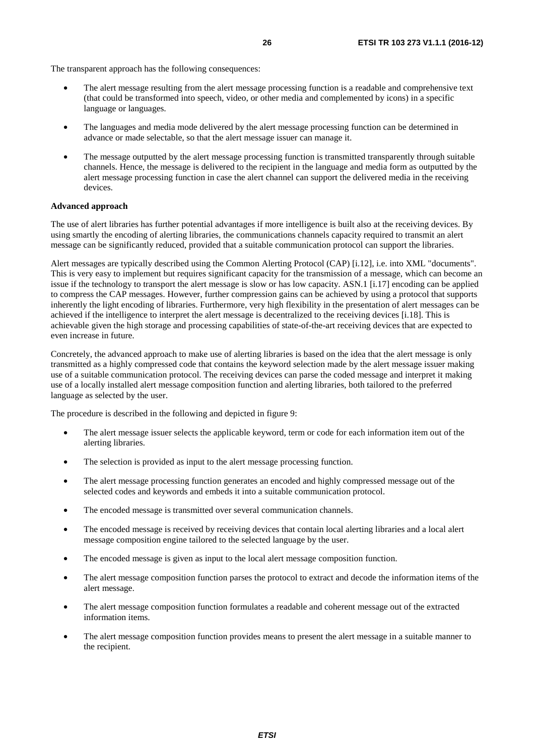The transparent approach has the following consequences:

- The alert message resulting from the alert message processing function is a readable and comprehensive text (that could be transformed into speech, video, or other media and complemented by icons) in a specific language or languages.
- The languages and media mode delivered by the alert message processing function can be determined in advance or made selectable, so that the alert message issuer can manage it.
- The message outputted by the alert message processing function is transmitted transparently through suitable channels. Hence, the message is delivered to the recipient in the language and media form as outputted by the alert message processing function in case the alert channel can support the delivered media in the receiving devices.

**Advanced approach**

The use of alert libraries has further potential advantages if more intelligence is built also at the receiving devices. By using smartly the encoding of alerting libraries, the communications channels capacity required to transmit an alert message can be significantly reduced, provided that a suitable communication protocol can support the libraries.

Alert messages are typically described using the Common Alerting Protocol (CAP) [i.12], i.e. into XML "documents". This is very easy to implement but requires significant capacity for the transmission of a message, which can become an issue if the technology to transport the alert message is slow or has low capacity. ASN.1 [i.17] encoding can be applied to compress the CAP messages. However, further compression gains can be achieved by using a protocol that supports inherently the light encoding of libraries. Furthermore, very high flexibility in the presentation of alert messages can be achieved if the intelligence to interpret the alert message is decentralized to the receiving devices [i.18]. This is achievable given the high storage and processing capabilities of state-of-the-art receiving devices that are expected to even increase in future.

Concretely, the advanced approach to make use of alerting libraries is based on the idea that the alert message is only transmitted as a highly compressed code that contains the keyword selection made by the alert message issuer making use of a suitable communication protocol. The receiving devices can parse the coded message and interpret it making use of a locally installed alert message composition function and alerting libraries, both tailored to the preferred language as selected by the user.

The procedure is described in the following and depicted in figure 9:

- The alert message issuer selects the applicable keyword, term or code for each information item out of the alerting libraries.
- The selection is provided as input to the alert message processing function.
- The alert message processing function generates an encoded and highly compressed message out of the selected codes and keywords and embeds it into a suitable communication protocol.
- The encoded message is transmitted over several communication channels.
- The encoded message is received by receiving devices that contain local alerting libraries and a local alert message composition engine tailored to the selected language by the user.
- The encoded message is given as input to the local alert message composition function.
- The alert message composition function parses the protocol to extract and decode the information items of the alert message.
- The alert message composition function formulates a readable and coherent message out of the extracted information items.
- The alert message composition function provides means to present the alert message in a suitable manner to the recipient.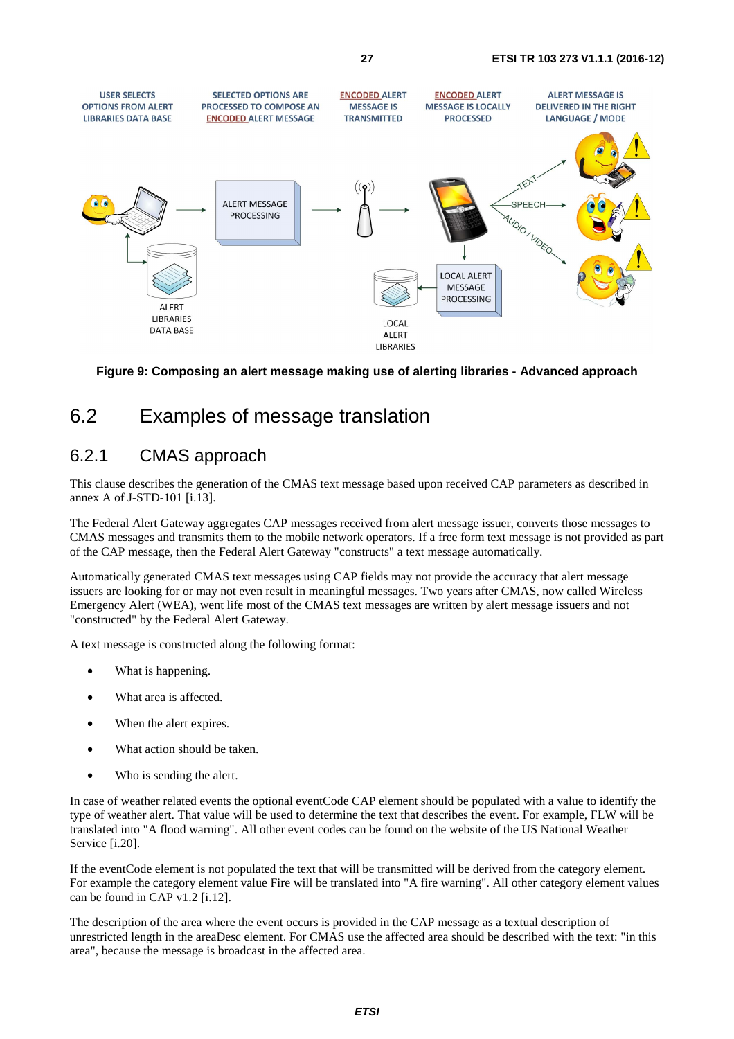USER SELECTS OPTIONS FROM ALERT LIBRARIES DATA BASE

SELECTED OPTIONS ARE PROCESSED TO COMPOSE AN ENCODED ALERT MESSAGE

ENCODED ALERT MESSAGE IS TRANSMITTED

ENCODED ALERT MESSAGE IS LOCALLY PROCESSED

ALERT MESSAGE IS DELIVERED IN THE RIGHT LANGUAGE / MODE

ALERT MESSAGE PROCESSING

ALERT LIBRARIES DATA BASE

TEXT

SPEECH

AUDIO / VIDEO

LOCAL ALERT MESSAGE PROCESSING

LOCAL ALERT LIBRARIES

**Figure 9: Composing an alert message making use of alerting libraries - Advanced approach**

# 6.2 Examples of message translation

## 6.2.1 CMAS approach

This clause describes the generation of the CMAS text message based upon received CAP parameters as described in annex A of J-STD-101 [i.13].

The Federal Alert Gateway aggregates CAP messages received from alert message issuer, converts those messages to CMAS messages and transmits them to the mobile network operators. If a free form text message is not provided as part of the CAP message, then the Federal Alert Gateway "constructs" a text message automatically.

Automatically generated CMAS text messages using CAP fields may not provide the accuracy that alert message issuers are looking for or may not even result in meaningful messages. Two years after CMAS, now called Wireless Emergency Alert (WEA), went life most of the CMAS text messages are written by alert message issuers and not "constructed" by the Federal Alert Gateway.

A text message is constructed along the following format:

- What is happening.
- What area is affected.
- When the alert expires.
- What action should be taken.
- Who is sending the alert.

In case of weather related events the optional eventCode CAP element should be populated with a value to identify the type of weather alert. That value will be used to determine the text that describes the event. For example, FLW will be translated into "A flood warning". All other event codes can be found on the website of the US National Weather Service [i.20].

If the eventCode element is not populated the text that will be transmitted will be derived from the category element. For example the category element value Fire will be translated into "A fire warning". All other category element values can be found in CAP v1.2 [i.12].

The description of the area where the event occurs is provided in the CAP message as a textual description of unrestricted length in the areaDesc element. For CMAS use the affected area should be described with the text: "in this area", because the message is broadcast in the affected area.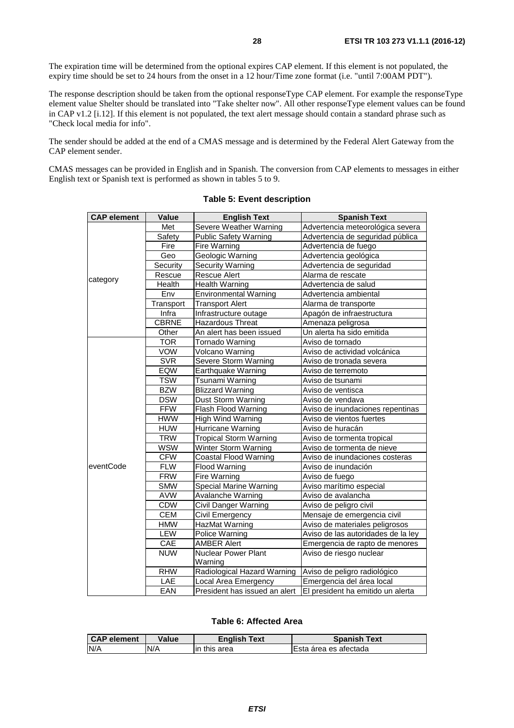The expiration time will be determined from the optional expires CAP element. If this element is not populated, the expiry time should be set to 24 hours from the onset in a 12 hour/Time zone format (i.e. "until 7:00AM PDT").

The response description should be taken from the optional responseType CAP element. For example the responseType element value Shelter should be translated into "Take shelter now". All other responseType element values can be found in CAP v1.2 [i.12]. If this element is not populated, the text alert message should contain a standard phrase such as "Check local media for info".

The sender should be added at the end of a CMAS message and is determined by the Federal Alert Gateway from the CAP element sender.

CMAS messages can be provided in English and in Spanish. The conversion from CAP elements to messages in either English text or Spanish text is performed as shown in tables 5 to 9.

**Table 5: Event description**

| CAP element | Value | English Text | Spanish Text |
|---|---|---|---|
| category | Met | Severe Weather Warning | Advertencia meteorológica severa |
| | Safety | Public Safety Warning | Advertencia de seguridad pública |
| | Fire | Fire Warning | Advertencia de fuego |
| | Geo | Geologic Warning | Advertencia geológica |
| | Security | Security Warning | Advertencia de seguridad |
| | Rescue | Rescue Alert | Alarma de rescate |
| | Health | Health Warning | Advertencia de salud |
| | Env | Environmental Warning | Advertencia ambiental |
| | Transport | Transport Alert | Alarma de transporte |
| | Infra | Infrastructure outage | Apagón de infraestructura |
| | CBRNE | Hazardous Threat | Amenaza peligrosa |
| | Other | An alert has been issued | Un alerta ha sido emitida |
| eventCode | TOR | Tornado Warning | Aviso de tornado |
| | VOW | Volcano Warning | Aviso de actividad volcánica |
| | SVR | Severe Storm Warning | Aviso de tronada severa |
| | EQW | Earthquake Warning | Aviso de terremoto |
| | TSW | Tsunami Warning | Aviso de tsunami |
| | BZW | Blizzard Warning | Aviso de ventisca |
| | DSW | Dust Storm Warning | Aviso de vendava |
| | FFW | Flash Flood Warning | Aviso de inundaciones repentinas |
| | HWW | High Wind Warning | Aviso de vientos fuertes |
| | HUW | Hurricane Warning | Aviso de huracán |
| | TRW | Tropical Storm Warning | Aviso de tormenta tropical |
| | WSW | Winter Storm Warning | Aviso de tormenta de nieve |
| | CFW | Coastal Flood Warning | Aviso de inundaciones costeras |
| | FLW | Flood Warning | Aviso de inundación |
| | FRW | Fire Warning | Aviso de fuego |
| | SMW | Special Marine Warning | Aviso marítimo especial |
| | AVW | Avalanche Warning | Aviso de avalancha |
| | CDW | Civil Danger Warning | Aviso de peligro civil |
| | CEM | Civil Emergency | Mensaje de emergencia civil |
| | HMW | HazMat Warning | Aviso de materiales peligrosos |
| | LEW | Police Warning | Aviso de las autoridades de la ley |
| | CAE | AMBER Alert | Emergencia de rapto de menores |
| | NUW | Nuclear Power Plant Warning | Aviso de riesgo nuclear |
| | RHW | Radiological Hazard Warning | Aviso de peligro radiológico |
| | LAE | Local Area Emergency | Emergencia del área local |
| | EAN | President has issued an alert | El president ha emitido un alerta |

**Table 6: Affected Area**

| CAP element | Value | English Text | Spanish Text |
|---|---|---|---|
| N/A | N/A | in this area | Esta área es afectada |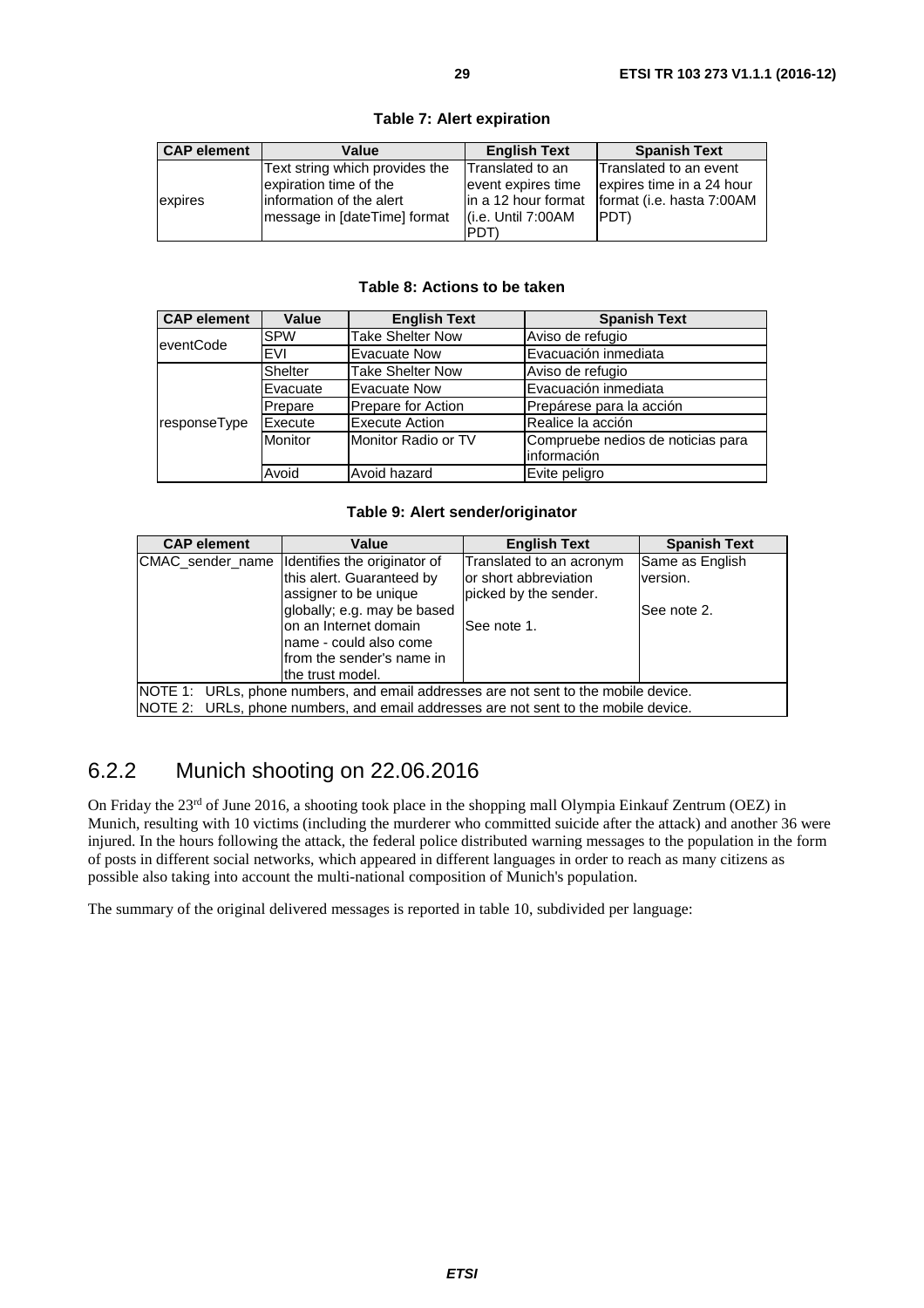**Table 7: Alert expiration**

| CAP element | Value | English Text | Spanish Text |
|---|---|---|---|
| expires | Text string which provides the expiration time of the information of the alert message in [dateTime] format | Translated to an event expires time in a 12 hour format (i.e. Until 7:00AM PDT) | Translated to an event expires time in a 24 hour format (i.e. hasta 7:00AM PDT) |

**Table 8: Actions to be taken**

| CAP element | Value | English Text | Spanish Text |
|---|---|---|---|
| eventCode | SPW | Take Shelter Now | Aviso de refugio |
| | EVI | Evacuate Now | Evacuación inmediata |
| responseType | Shelter | Take Shelter Now | Aviso de refugio |
| | Evacuate | Evacuate Now | Evacuación inmediata |
| | Prepare | Prepare for Action | Prepárese para la acción |
| | Execute | Execute Action | Realice la acción |
| | Monitor | Monitor Radio or TV | Compruebe nedios de noticias para información |
| | Avoid | Avoid hazard | Evite peligro |

**Table 9: Alert sender/originator**

| CAP element | Value | English Text | Spanish Text |
|---|---|---|---|
| CMAC_sender_name | Identifies the originator of this alert. Guaranteed by assigner to be unique globally; e.g. may be based on an Internet domain name - could also come from the sender's name in the trust model. | Translated to an acronym or short abbreviation picked by the sender.<br><br>See note 1. | Same as English version.<br><br>See note 2. |
| NOTE 1: URLs, phone numbers, and email addresses are not sent to the mobile device.<br>NOTE 2: URLs, phone numbers, and email addresses are not sent to the mobile device. | | | |

## 6.2.2 Munich shooting on 22.06.2016

On Friday the 23rd of June 2016, a shooting took place in the shopping mall Olympia Einkauf Zentrum (OEZ) in Munich, resulting with 10 victims (including the murderer who committed suicide after the attack) and another 36 were injured. In the hours following the attack, the federal police distributed warning messages to the population in the form of posts in different social networks, which appeared in different languages in order to reach as many citizens as possible also taking into account the multi-national composition of Munich's population.

The summary of the original delivered messages is reported in table 10, subdivided per language: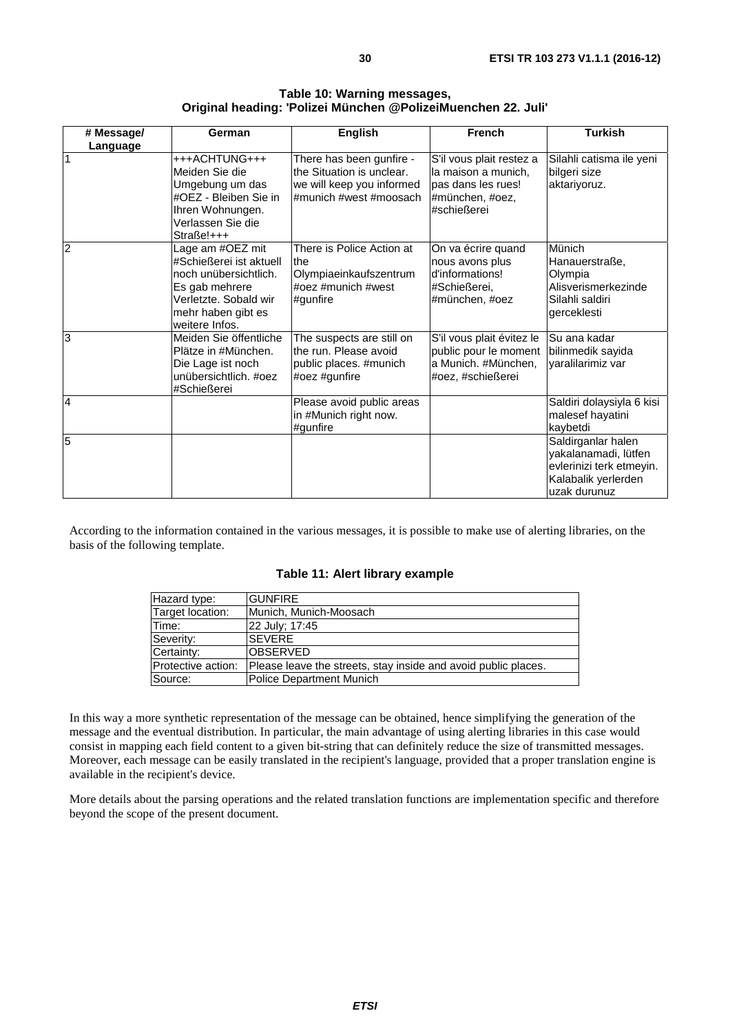**Table 10: Warning messages, Original heading: 'Polizei München @PolizeiMuenchen 22. Juli'**

| # Message/ Language | German | English | French | Turkish |
|---|---|---|---|---|
| 1 | +++ACHTUNG+++ Meiden Sie die Umgebung um das #OEZ - Bleiben Sie in Ihren Wohnungen. Verlassen Sie die Straße!+++ | There has been gunfire - the Situation is unclear. we will keep you informed #munich #west #moosach | S'il vous plait restez a la maison a munich, pas dans les rues! #münchen, #oez, #schießerei | Silahli catisma ile yeni bilgeri size aktariyoruz. |
| 2 | Lage am #OEZ mit #Schießerei ist aktuell noch unübersichtlich. Es gab mehrere Verletzte. Sobald wir mehr haben gibt es weitere Infos. | There is Police Action at the Olympiaeinkaufszentrum #oez #munich #west #gunfire | On va écrire quand nous avons plus d'informations! #Schießerei, #münchen, #oez | Münich Hanauerstraße, Olympia Alisverismerkezinde Silahli saldiri gerceklesti |
| 3 | Meiden Sie öffentliche Plätze in #München. Die Lage ist noch unübersichtlich. #oez #Schießerei | The suspects are still on the run. Please avoid public places. #munich #oez #gunfire | S'il vous plait évitez le public pour le moment a Munich. #München, #oez, #schießerei | Su ana kadar bilinmedik sayida yaralilarimiz var |
| 4 | | Please avoid public areas in #Munich right now. #gunfire | | Saldiri dolaysiyla 6 kisi malesef hayatini kaybetdi |
| 5 | | | | Saldirganlar halen yakalanamadi, lütfen evlerinizi terk etmeyin. Kalabalik yerlerden uzak durunuz |

According to the information contained in the various messages, it is possible to make use of alerting libraries, on the basis of the following template.

**Table 11: Alert library example**

| | |
|---|---|
| Hazard type: | GUNFIRE |
| Target location: | Munich, Munich-Moosach |
| Time: | 22 July; 17:45 |
| Severity: | SEVERE |
| Certainty: | OBSERVED |
| Protective action: | Please leave the streets, stay inside and avoid public places. |
| Source: | Police Department Munich |

In this way a more synthetic representation of the message can be obtained, hence simplifying the generation of the message and the eventual distribution. In particular, the main advantage of using alerting libraries in this case would consist in mapping each field content to a given bit-string that can definitely reduce the size of transmitted messages. Moreover, each message can be easily translated in the recipient's language, provided that a proper translation engine is available in the recipient's device.

More details about the parsing operations and the related translation functions are implementation specific and therefore beyond the scope of the present document.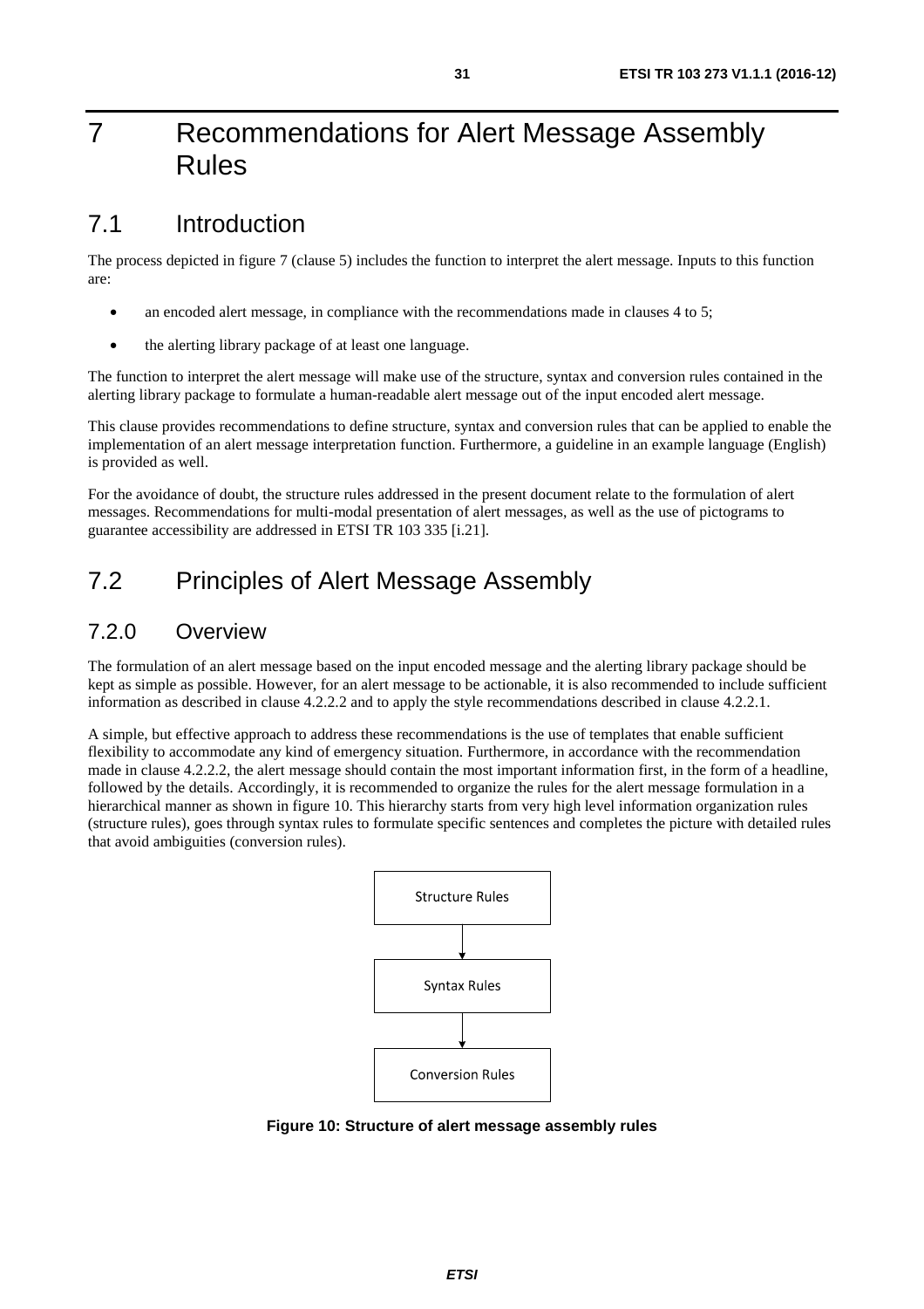# 7 Recommendations for Alert Message Assembly Rules

## 7.1 Introduction

The process depicted in figure 7 (clause 5) includes the function to interpret the alert message. Inputs to this function are:

- an encoded alert message, in compliance with the recommendations made in clauses 4 to 5;
- the alerting library package of at least one language.

The function to interpret the alert message will make use of the structure, syntax and conversion rules contained in the alerting library package to formulate a human-readable alert message out of the input encoded alert message.

This clause provides recommendations to define structure, syntax and conversion rules that can be applied to enable the implementation of an alert message interpretation function. Furthermore, a guideline in an example language (English) is provided as well.

For the avoidance of doubt, the structure rules addressed in the present document relate to the formulation of alert messages. Recommendations for multi-modal presentation of alert messages, as well as the use of pictograms to guarantee accessibility are addressed in ETSI TR 103 335 [i.21].

## 7.2 Principles of Alert Message Assembly

### 7.2.0 Overview

The formulation of an alert message based on the input encoded message and the alerting library package should be kept as simple as possible. However, for an alert message to be actionable, it is also recommended to include sufficient information as described in clause 4.2.2.2 and to apply the style recommendations described in clause 4.2.2.1.

A simple, but effective approach to address these recommendations is the use of templates that enable sufficient flexibility to accommodate any kind of emergency situation. Furthermore, in accordance with the recommendation made in clause 4.2.2.2, the alert message should contain the most important information first, in the form of a headline, followed by the details. Accordingly, it is recommended to organize the rules for the alert message formulation in a hierarchical manner as shown in figure 10. This hierarchy starts from very high level information organization rules (structure rules), goes through syntax rules to formulate specific sentences and completes the picture with detailed rules that avoid ambiguities (conversion rules).

Structure Rules

Syntax Rules

Conversion Rules

**Figure 10: Structure of alert message assembly rules**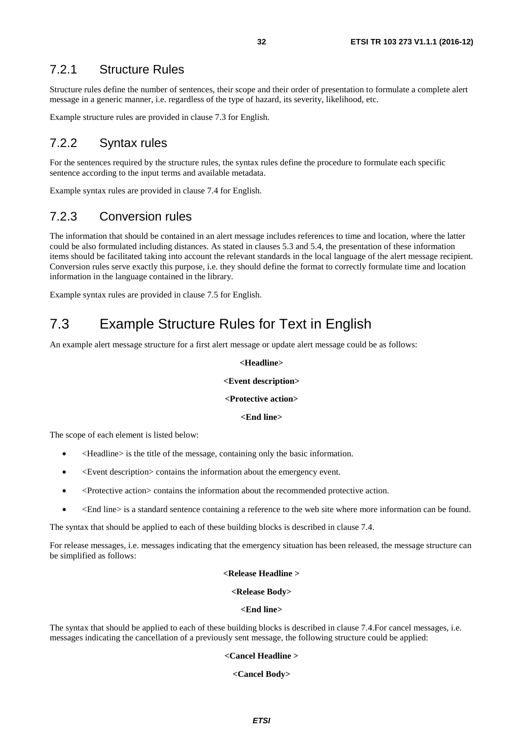### 7.2.1 Structure Rules

Structure rules define the number of sentences, their scope and their order of presentation to formulate a complete alert message in a generic manner, i.e. regardless of the type of hazard, its severity, likelihood, etc.

Example structure rules are provided in clause 7.3 for English.

### 7.2.2 Syntax rules

For the sentences required by the structure rules, the syntax rules define the procedure to formulate each specific sentence according to the input terms and available metadata.

Example syntax rules are provided in clause 7.4 for English.

### 7.2.3 Conversion rules

The information that should be contained in an alert message includes references to time and location, where the latter could be also formulated including distances. As stated in clauses 5.3 and 5.4, the presentation of these information items should be facilitated taking into account the relevant standards in the local language of the alert message recipient. Conversion rules serve exactly this purpose, i.e. they should define the format to correctly formulate time and location information in the language contained in the library.

Example syntax rules are provided in clause 7.5 for English.

## 7.3 Example Structure Rules for Text in English

An example alert message structure for a first alert message or update alert message could be as follows:

**<Headline>**

**<Event description>**

**<Protective action>**

**<End line>**

The scope of each element is listed below:

- <Headline> is the title of the message, containing only the basic information.
- <Event description> contains the information about the emergency event.
- <Protective action> contains the information about the recommended protective action.
- <End line> is a standard sentence containing a reference to the web site where more information can be found.

The syntax that should be applied to each of these building blocks is described in clause 7.4.

For release messages, i.e. messages indicating that the emergency situation has been released, the message structure can be simplified as follows:

**<Release Headline >**

**<Release Body>**

**<End line>**

The syntax that should be applied to each of these building blocks is described in clause 7.4.For cancel messages, i.e. messages indicating the cancellation of a previously sent message, the following structure could be applied:

**<Cancel Headline >**

**<Cancel Body>**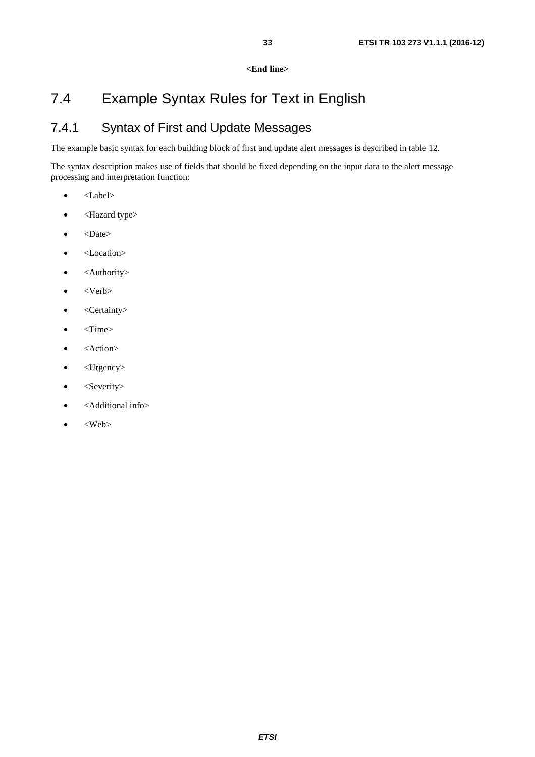**<End line>**

# 7.4 Example Syntax Rules for Text in English

## 7.4.1 Syntax of First and Update Messages

The example basic syntax for each building block of first and update alert messages is described in table 12.

The syntax description makes use of fields that should be fixed depending on the input data to the alert message processing and interpretation function:

- <Label>
- <Hazard type>
- <Date>
- <Location>
- <Authority>
- <Verb>
- <Certainty>
- <Time>
- <Action>
- <Urgency>
- <Severity>
- <Additional info>
- <Web>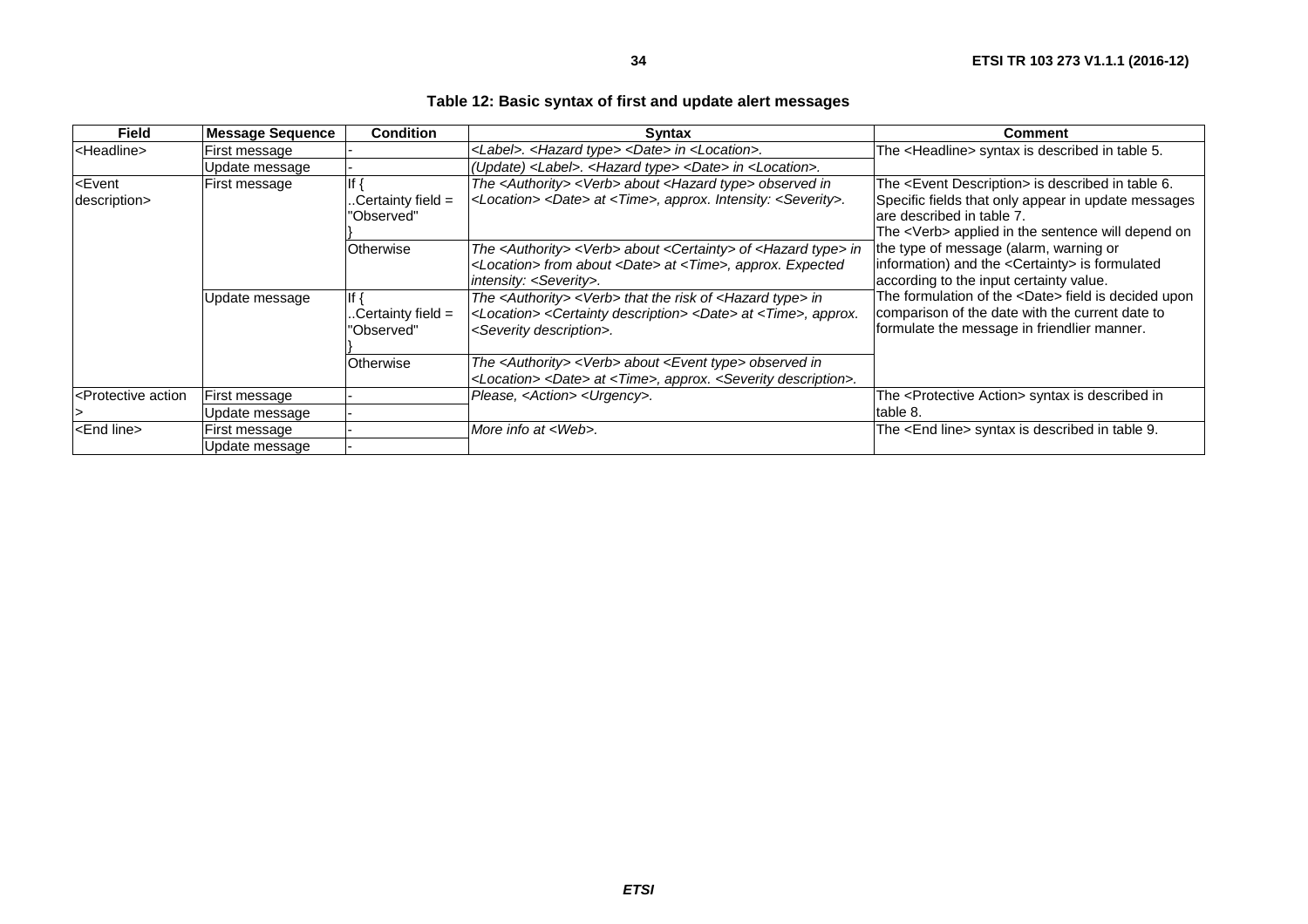**Table 12: Basic syntax of first and update alert messages**

| Field | Message Sequence | Condition | Syntax | Comment |
|---|---|---|---|---|
| <Headline> | First message | - | *<Label>. <Hazard type> <Date> in <Location>.* | The <Headline> syntax is described in table 5. |
| | Update message | - | *(Update) <Label>. <Hazard type> <Date> in <Location>.* | |
| <Event description> | First message | If { ..Certainty field = "Observed" } | *The <Authority> <Verb> about <Hazard type> observed in <Location> <Date> at <Time>, approx. Intensity: <Severity>.* | The <Event Description> is described in table 6. Specific fields that only appear in update messages are described in table 7. The <Verb> applied in the sentence will depend on the type of message (alarm, warning or information) and the <Certainty> is formulated according to the input certainty value. The formulation of the <Date> field is decided upon comparison of the date with the current date to formulate the message in friendlier manner. |
| | | Otherwise | *The <Authority> <Verb> about <Certainty> of <Hazard type> in <Location> from about <Date> at <Time>, approx. Expected intensity: <Severity>.* | |
| | Update message | If { ..Certainty field = "Observed" } | *The <Authority> <Verb> that the risk of <Hazard type> in <Location> <Certainty description> <Date> at <Time>, approx. <Severity description>.* | |
| | | Otherwise | *The <Authority> <Verb> about <Event type> observed in <Location> <Date> at <Time>, approx. <Severity description>.* | |
| <Protective action> | First message | - | *Please, <Action> <Urgency>.* | The <Protective Action> syntax is described in table 8. |
| | Update message | - | | |
| <End line> | First message | - | *More info at <Web>.* | The <End line> syntax is described in table 9. |
| | Update message | - | | |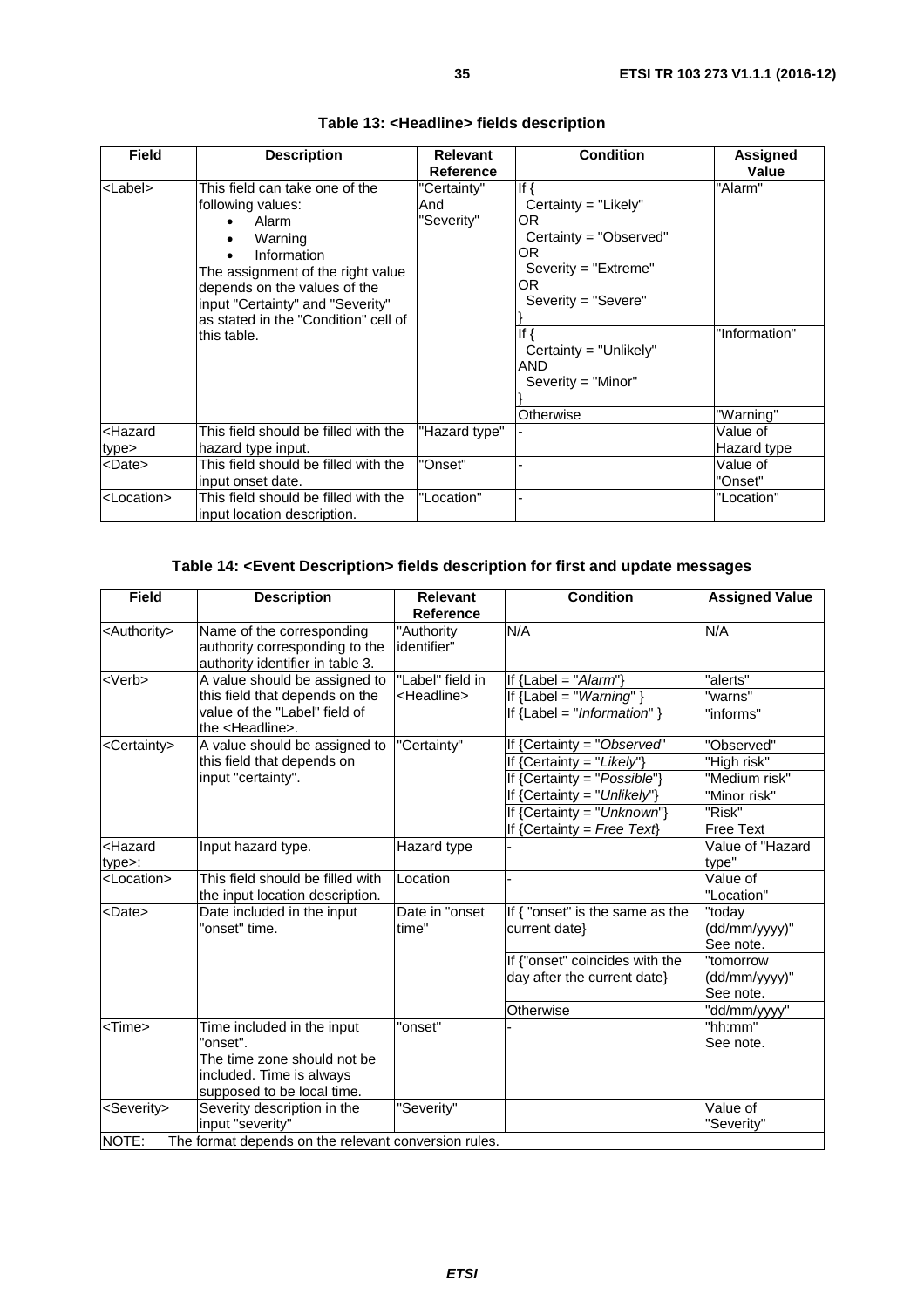**Table 13: <Headline> fields description**

| Field | Description | Relevant Reference | Condition | Assigned Value |
|---|---|---|---|---|
| <Label> | This field can take one of the following values: <br>• Alarm <br>• Warning <br>• Information <br>The assignment of the right value depends on the values of the input "Certainty" and "Severity" as stated in the "Condition" cell of this table. | "Certainty" And "Severity" | If { Certainty = "Likely" OR Certainty = "Observed" OR Severity = "Extreme" OR Severity = "Severe" } | "Alarm" |
| | | | If { Certainty = "Unlikely" AND Severity = "Minor" } | "Information" |
| | | | Otherwise | "Warning" |
| <Hazard type> | This field should be filled with the hazard type input. | "Hazard type" | - | Value of Hazard type |
| <Date> | This field should be filled with the input onset date. | "Onset" | - | Value of "Onset" |
| <Location> | This field should be filled with the input location description. | "Location" | - | "Location" |

**Table 14: <Event Description> fields description for first and update messages**

| Field | Description | Relevant Reference | Condition | Assigned Value |
|---|---|---|---|---|
| <Authority> | Name of the corresponding authority corresponding to the authority identifier in table 3. | "Authority identifier" | N/A | N/A |
| <Verb> | A value should be assigned to this field that depends on the value of the "Label" field of the <Headline>. | "Label" field in <Headline> | If {Label = "*Alarm*"} | "alerts" |
| | | | If {Label = "*Warning*" } | "warns" |
| | | | If {Label = "*Information*" } | "informs" |
| <Certainty> | A value should be assigned to this field that depends on input "certainty". | "Certainty" | If {Certainty = "*Observed*" | "Observed" |
| | | | If {Certainty = "*Likely*"} | "High risk" |
| | | | If {Certainty = "*Possible*"} | "Medium risk" |
| | | | If {Certainty = "*Unlikely*"} | "Minor risk" |
| | | | If {Certainty = "*Unknown*"} | "Risk" |
| | | | If {Certainty = *Free Text*} | Free Text |
| <Hazard type>: | Input hazard type. | Hazard type | - | Value of "Hazard type" |
| <Location> | This field should be filled with the input location description. | Location | - | Value of "Location" |
| <Date> | Date included in the input "onset" time. | Date in "onset time" | If { "onset" is the same as the current date} | "today (dd/mm/yyyy)" See note. |
| | | | If {"onset" coincides with the day after the current date} | "tomorrow (dd/mm/yyyy)" See note. |
| | | | Otherwise | "dd/mm/yyyy" |
| <Time> | Time included in the input "onset". The time zone should not be included. Time is always supposed to be local time. | "onset" | - | "hh:mm" See note. |
| <Severity> | Severity description in the input "severity" | "Severity" | | Value of "Severity" |
| NOTE: The format depends on the relevant conversion rules. | | | | |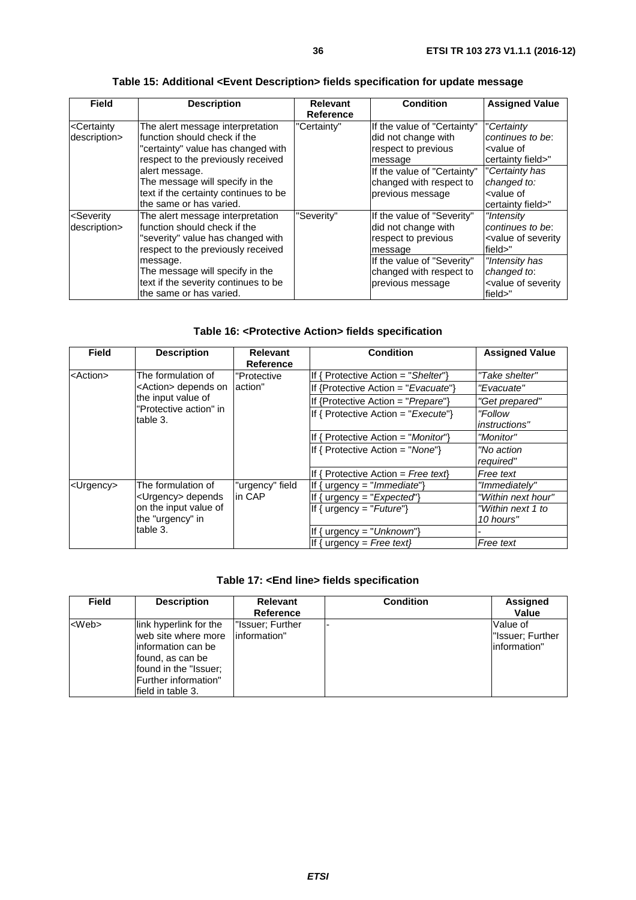**Table 15: Additional <Event Description> fields specification for update message**

| Field | Description | Relevant Reference | Condition | Assigned Value |
|---|---|---|---|---|
| <Certainty description> | The alert message interpretation function should check if the "certainty" value has changed with respect to the previously received alert message. The message will specify in the text if the certainty continues to be the same or has varied. | "Certainty" | If the value of "Certainty" did not change with respect to previous message | "*Certainty continues to be*: <value of certainty field>" |
| | | | If the value of "Certainty" changed with respect to previous message | "*Certainty has changed to:* <value of certainty field>" |
| <Severity description> | The alert message interpretation function should check if the "severity" value has changed with respect to the previously received message. The message will specify in the text if the severity continues to be the same or has varied. | "Severity" | If the value of "Severity" did not change with respect to previous message | "*Intensity continues to be*: <value of severity field>" |
| | | | If the value of "Severity" changed with respect to previous message | "*Intensity has changed to*: <value of severity field>" |

**Table 16: <Protective Action> fields specification**

| Field | Description | Relevant Reference | Condition | Assigned Value |
|---|---|---|---|---|
| <Action> | The formulation of <Action> depends on the input value of "Protective action" in table 3. | "Protective action" | If { Protective Action = "*Shelter*"} | *"Take shelter"* |
| | | | If {Protective Action = "*Evacuate*"} | *"Evacuate"* |
| | | | If {Protective Action = "*Prepare*"} | *"Get prepared"* |
| | | | If { Protective Action = "*Execute*"} | *"Follow instructions"* |
| | | | If { Protective Action = "*Monitor*"} | *"Monitor"* |
| | | | If { Protective Action = "*None*"} | *"No action required"* |
| | | | If { Protective Action = *Free text*} | *Free text* |
| <Urgency> | The formulation of <Urgency> depends on the input value of the "urgency" in table 3. | "urgency" field in CAP | If { urgency = "*Immediate*"} | *"Immediately"* |
| | | | If { urgency = "*Expected*"} | *"Within next hour"* |
| | | | If { urgency = "*Future*"} | *"Within next 1 to 10 hours"* |
| | | | If { urgency = "*Unknown*"} | - |
| | | | If { urgency = *Free text}* | *Free text* |

**Table 17: <End line> fields specification**

| Field | Description | Relevant Reference | Condition | Assigned Value |
|---|---|---|---|---|
| <Web> | link hyperlink for the web site where more information can be found, as can be found in the "Issuer; Further information" field in table 3. | "Issuer; Further information" | - | Value of "Issuer; Further information" |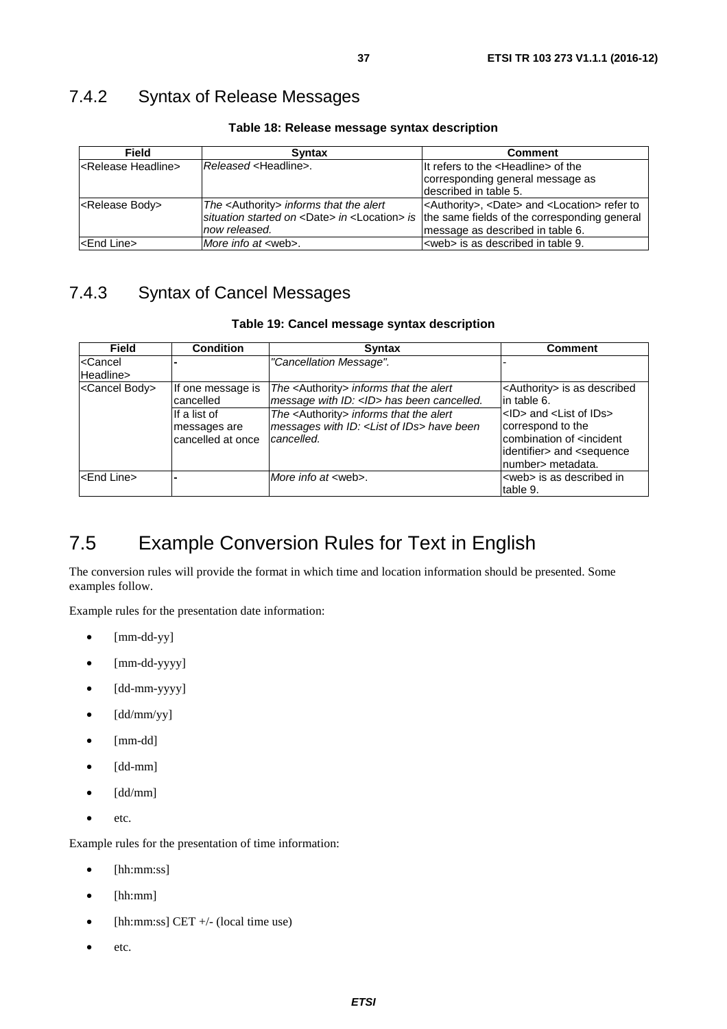### 7.4.2 Syntax of Release Messages

**Table 18: Release message syntax description**

| Field | Syntax | Comment |
|---|---|---|
| <Release Headline> | *Released* <Headline>. | It refers to the <Headline> of the corresponding general message as described in table 5. |
| <Release Body> | *The* <Authority> *informs that the alert situation started on* <Date> *in* <Location> *is now released.* | <Authority>, <Date> and <Location> refer to the same fields of the corresponding general message as described in table 6. |
| <End Line> | *More info at* <web>. | <web> is as described in table 9. |

### 7.4.3 Syntax of Cancel Messages

**Table 19: Cancel message syntax description**

| Field | Condition | Syntax | Comment |
|---|---|---|---|
| <Cancel Headline> | - | *"Cancellation Message".* | - |
| <Cancel Body> | If one message is cancelled | *The* <Authority> *informs that the alert message with ID:* <ID> *has been cancelled.* | <Authority> is as described in table 6. <ID> and <List of IDs> correspond to the combination of <incident identifier> and <sequence number> metadata. |
| | If a list of messages are cancelled at once | *The* <Authority> *informs that the alert messages with ID:* <List of IDs> *have been cancelled.* | |
| <End Line> | - | *More info at* <web>. | <web> is as described in table 9. |

## 7.5 Example Conversion Rules for Text in English

The conversion rules will provide the format in which time and location information should be presented. Some examples follow.

Example rules for the presentation date information:

- [mm-dd-yy]
- [mm-dd-yyyy]
- [dd-mm-yyyy]
- [dd/mm/yy]
- [mm-dd]
- [dd-mm]
- [dd/mm]
- etc.

Example rules for the presentation of time information:

- [hh:mm:ss]
- [hh:mm]
- [hh:mm:ss] CET +/- (local time use)
- etc.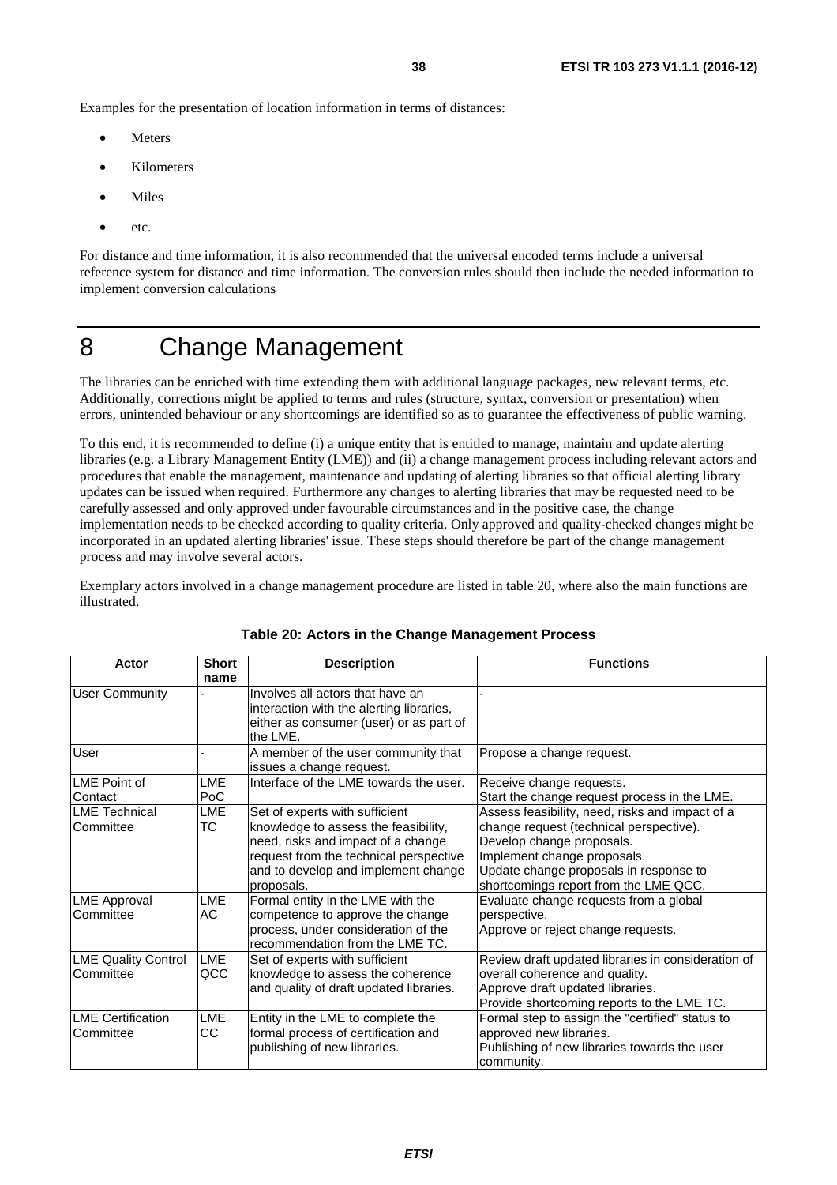Examples for the presentation of location information in terms of distances:

- Meters
- Kilometers
- Miles
- etc.

For distance and time information, it is also recommended that the universal encoded terms include a universal reference system for distance and time information. The conversion rules should then include the needed information to implement conversion calculations

# 8 Change Management

The libraries can be enriched with time extending them with additional language packages, new relevant terms, etc. Additionally, corrections might be applied to terms and rules (structure, syntax, conversion or presentation) when errors, unintended behaviour or any shortcomings are identified so as to guarantee the effectiveness of public warning.

To this end, it is recommended to define (i) a unique entity that is entitled to manage, maintain and update alerting libraries (e.g. a Library Management Entity (LME)) and (ii) a change management process including relevant actors and procedures that enable the management, maintenance and updating of alerting libraries so that official alerting library updates can be issued when required. Furthermore any changes to alerting libraries that may be requested need to be carefully assessed and only approved under favourable circumstances and in the positive case, the change implementation needs to be checked according to quality criteria. Only approved and quality-checked changes might be incorporated in an updated alerting libraries' issue. These steps should therefore be part of the change management process and may involve several actors.

Exemplary actors involved in a change management procedure are listed in table 20, where also the main functions are illustrated.

**Table 20: Actors in the Change Management Process**

| Actor | Short name | Description | Functions |
|---|---|---|---|
| User Community | - | Involves all actors that have an interaction with the alerting libraries, either as consumer (user) or as part of the LME. | - |
| User | - | A member of the user community that issues a change request. | Propose a change request. |
| LME Point of Contact | LME PoC | Interface of the LME towards the user. | Receive change requests.<br>Start the change request process in the LME. |
| LME Technical Committee | LME TC | Set of experts with sufficient knowledge to assess the feasibility, need, risks and impact of a change request from the technical perspective and to develop and implement change proposals. | Assess feasibility, need, risks and impact of a change request (technical perspective).<br>Develop change proposals.<br>Implement change proposals.<br>Update change proposals in response to shortcomings report from the LME QCC. |
| LME Approval Committee | LME AC | Formal entity in the LME with the competence to approve the change process, under consideration of the recommendation from the LME TC. | Evaluate change requests from a global perspective.<br>Approve or reject change requests. |
| LME Quality Control Committee | LME QCC | Set of experts with sufficient knowledge to assess the coherence and quality of draft updated libraries. | Review draft updated libraries in consideration of overall coherence and quality.<br>Approve draft updated libraries.<br>Provide shortcoming reports to the LME TC. |
| LME Certification Committee | LME CC | Entity in the LME to complete the formal process of certification and publishing of new libraries. | Formal step to assign the "certified" status to approved new libraries.<br>Publishing of new libraries towards the user community. |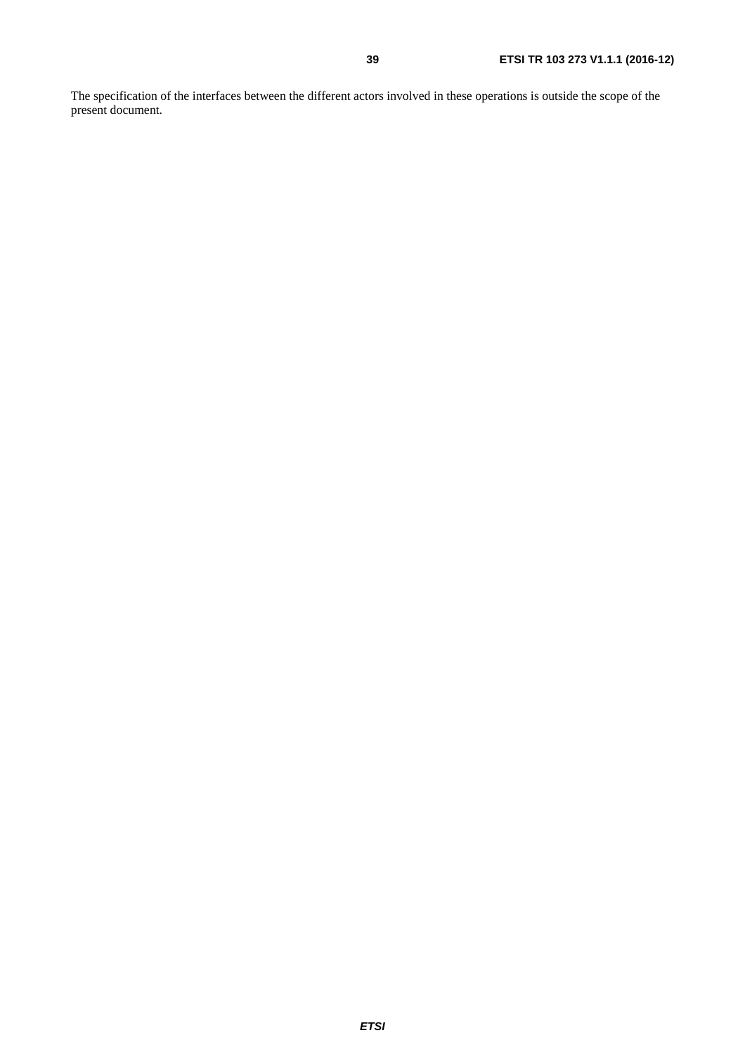The specification of the interfaces between the different actors involved in these operations is outside the scope of the present document.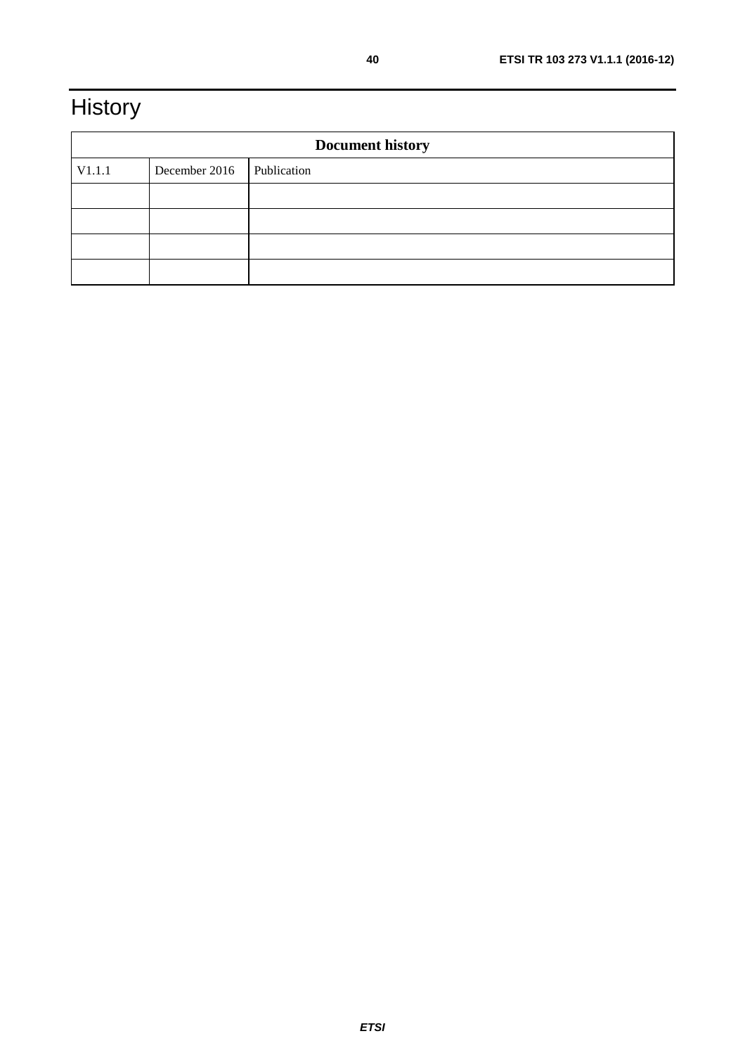# History

| Document history | | |
|---|---|---|
| V1.1.1 | December 2016 | Publication |
| | | |
| | | |
| | | |
| | | |